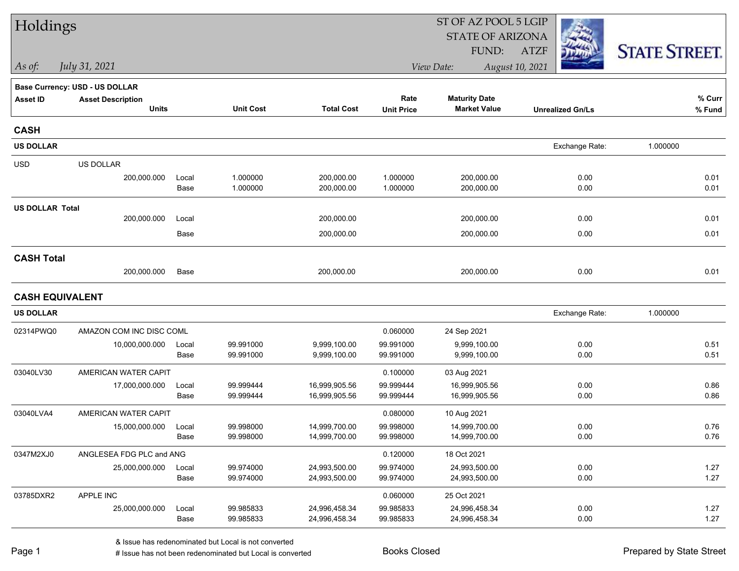# Holdings

ST OF AZ POOL 5 LGIP
STATE OF ARIZONA
FUND: ATZF

*As of:* *July 31, 2021*

*View Date:* *August 10, 2021*

STATE STREET.

**Base Currency: USD - US DOLLAR**

| Asset ID | Asset Description / Units | | Unit Cost | Total Cost | Rate / Unit Price | Maturity Date / Market Value | Unrealized Gn/Ls | % Curr / % Fund |
|---|---|---|---|---|---|---|---|---|
| **CASH** | | | | | | | | |
| **US DOLLAR** | | | | | | | Exchange Rate: | 1.000000 |
| USD | US DOLLAR | | | | | | | |
| | 200,000.000 | Local | 1.000000 | 200,000.00 | 1.000000 | 200,000.00 | 0.00 | 0.01 |
| | | Base | 1.000000 | 200,000.00 | 1.000000 | 200,000.00 | 0.00 | 0.01 |
| **US DOLLAR Total** | | | | | | | | |
| | 200,000.000 | Local | | 200,000.00 | | 200,000.00 | 0.00 | 0.01 |
| | | Base | | 200,000.00 | | 200,000.00 | 0.00 | 0.01 |
| **CASH Total** | | | | | | | | |
| | 200,000.000 | Base | | 200,000.00 | | 200,000.00 | 0.00 | 0.01 |
| **CASH EQUIVALENT** | | | | | | | | |
| **US DOLLAR** | | | | | | | Exchange Rate: | 1.000000 |
| 02314PWQ0 | AMAZON COM INC DISC COML | | | | 0.060000 | 24 Sep 2021 | | |
| | 10,000,000.000 | Local | 99.991000 | 9,999,100.00 | 99.991000 | 9,999,100.00 | 0.00 | 0.51 |
| | | Base | 99.991000 | 9,999,100.00 | 99.991000 | 9,999,100.00 | 0.00 | 0.51 |
| 03040LV30 | AMERICAN WATER CAPIT | | | | 0.100000 | 03 Aug 2021 | | |
| | 17,000,000.000 | Local | 99.999444 | 16,999,905.56 | 99.999444 | 16,999,905.56 | 0.00 | 0.86 |
| | | Base | 99.999444 | 16,999,905.56 | 99.999444 | 16,999,905.56 | 0.00 | 0.86 |
| 03040LVA4 | AMERICAN WATER CAPIT | | | | 0.080000 | 10 Aug 2021 | | |
| | 15,000,000.000 | Local | 99.998000 | 14,999,700.00 | 99.998000 | 14,999,700.00 | 0.00 | 0.76 |
| | | Base | 99.998000 | 14,999,700.00 | 99.998000 | 14,999,700.00 | 0.00 | 0.76 |
| 0347M2XJ0 | ANGLESEA FDG PLC and ANG | | | | 0.120000 | 18 Oct 2021 | | |
| | 25,000,000.000 | Local | 99.974000 | 24,993,500.00 | 99.974000 | 24,993,500.00 | 0.00 | 1.27 |
| | | Base | 99.974000 | 24,993,500.00 | 99.974000 | 24,993,500.00 | 0.00 | 1.27 |
| 03785DXR2 | APPLE INC | | | | 0.060000 | 25 Oct 2021 | | |
| | 25,000,000.000 | Local | 99.985833 | 24,996,458.34 | 99.985833 | 24,996,458.34 | 0.00 | 1.27 |
| | | Base | 99.985833 | 24,996,458.34 | 99.985833 | 24,996,458.34 | 0.00 | 1.27 |

& Issue has redenominated but Local is not converted
# Issue has not been redenominated but Local is converted

Books Closed

Prepared by State Street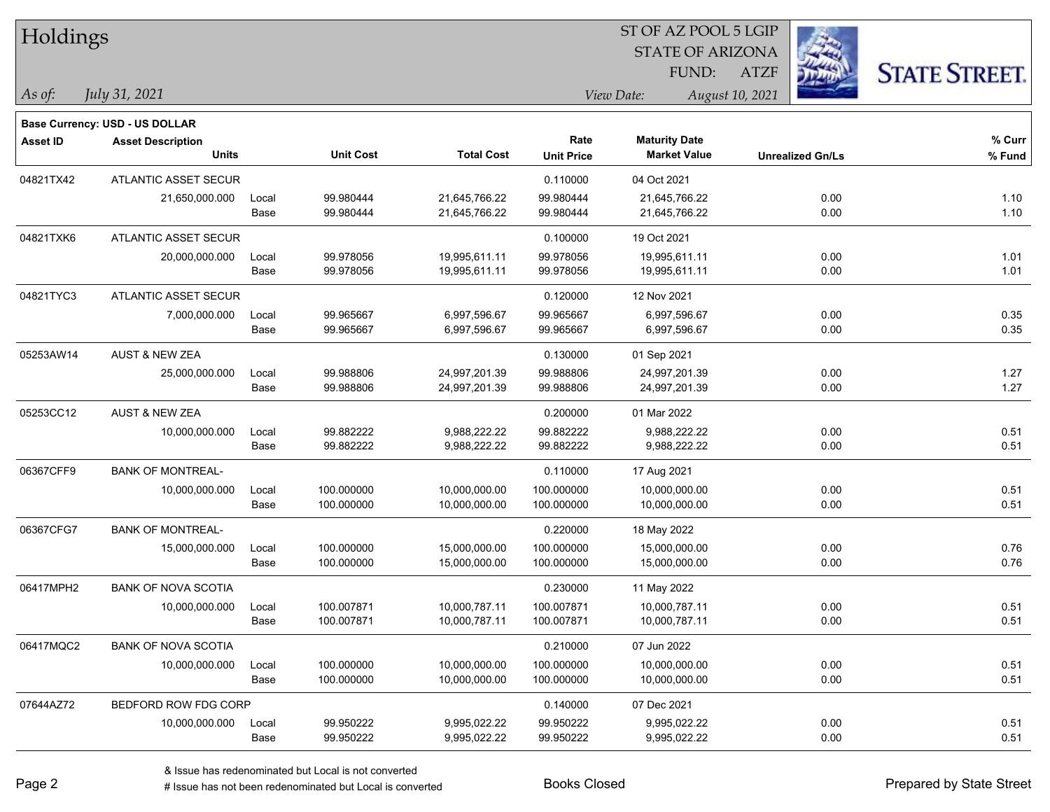# Holdings

ST OF AZ POOL 5 LGIP
STATE OF ARIZONA
FUND: ATZF

*As of:* *July 31, 2021*

*View Date:* *August 10, 2021*

**Base Currency: USD - US DOLLAR**

| Asset ID | Asset Description / Units | | Unit Cost | Total Cost | Rate / Unit Price | Maturity Date / Market Value | Unrealized Gn/Ls | % Curr / % Fund |
|---|---|---|---|---|---|---|---|---|
| 04821TX42 | ATLANTIC ASSET SECUR | | | | 0.110000 | 04 Oct 2021 | | |
| | 21,650,000.000 | Local | 99.980444 | 21,645,766.22 | 99.980444 | 21,645,766.22 | 0.00 | 1.10 |
| | | Base | 99.980444 | 21,645,766.22 | 99.980444 | 21,645,766.22 | 0.00 | 1.10 |
| 04821TXK6 | ATLANTIC ASSET SECUR | | | | 0.100000 | 19 Oct 2021 | | |
| | 20,000,000.000 | Local | 99.978056 | 19,995,611.11 | 99.978056 | 19,995,611.11 | 0.00 | 1.01 |
| | | Base | 99.978056 | 19,995,611.11 | 99.978056 | 19,995,611.11 | 0.00 | 1.01 |
| 04821TYC3 | ATLANTIC ASSET SECUR | | | | 0.120000 | 12 Nov 2021 | | |
| | 7,000,000.000 | Local | 99.965667 | 6,997,596.67 | 99.965667 | 6,997,596.67 | 0.00 | 0.35 |
| | | Base | 99.965667 | 6,997,596.67 | 99.965667 | 6,997,596.67 | 0.00 | 0.35 |
| 05253AW14 | AUST & NEW ZEA | | | | 0.130000 | 01 Sep 2021 | | |
| | 25,000,000.000 | Local | 99.988806 | 24,997,201.39 | 99.988806 | 24,997,201.39 | 0.00 | 1.27 |
| | | Base | 99.988806 | 24,997,201.39 | 99.988806 | 24,997,201.39 | 0.00 | 1.27 |
| 05253CC12 | AUST & NEW ZEA | | | | 0.200000 | 01 Mar 2022 | | |
| | 10,000,000.000 | Local | 99.882222 | 9,988,222.22 | 99.882222 | 9,988,222.22 | 0.00 | 0.51 |
| | | Base | 99.882222 | 9,988,222.22 | 99.882222 | 9,988,222.22 | 0.00 | 0.51 |
| 06367CFF9 | BANK OF MONTREAL- | | | | 0.110000 | 17 Aug 2021 | | |
| | 10,000,000.000 | Local | 100.000000 | 10,000,000.00 | 100.000000 | 10,000,000.00 | 0.00 | 0.51 |
| | | Base | 100.000000 | 10,000,000.00 | 100.000000 | 10,000,000.00 | 0.00 | 0.51 |
| 06367CFG7 | BANK OF MONTREAL- | | | | 0.220000 | 18 May 2022 | | |
| | 15,000,000.000 | Local | 100.000000 | 15,000,000.00 | 100.000000 | 15,000,000.00 | 0.00 | 0.76 |
| | | Base | 100.000000 | 15,000,000.00 | 100.000000 | 15,000,000.00 | 0.00 | 0.76 |
| 06417MPH2 | BANK OF NOVA SCOTIA | | | | 0.230000 | 11 May 2022 | | |
| | 10,000,000.000 | Local | 100.007871 | 10,000,787.11 | 100.007871 | 10,000,787.11 | 0.00 | 0.51 |
| | | Base | 100.007871 | 10,000,787.11 | 100.007871 | 10,000,787.11 | 0.00 | 0.51 |
| 06417MQC2 | BANK OF NOVA SCOTIA | | | | 0.210000 | 07 Jun 2022 | | |
| | 10,000,000.000 | Local | 100.000000 | 10,000,000.00 | 100.000000 | 10,000,000.00 | 0.00 | 0.51 |
| | | Base | 100.000000 | 10,000,000.00 | 100.000000 | 10,000,000.00 | 0.00 | 0.51 |
| 07644AZ72 | BEDFORD ROW FDG CORP | | | | 0.140000 | 07 Dec 2021 | | |
| | 10,000,000.000 | Local | 99.950222 | 9,995,022.22 | 99.950222 | 9,995,022.22 | 0.00 | 0.51 |
| | | Base | 99.950222 | 9,995,022.22 | 99.950222 | 9,995,022.22 | 0.00 | 0.51 |

& Issue has redenominated but Local is not converted
# Issue has not been redenominated but Local is converted

Books Closed

Prepared by State Street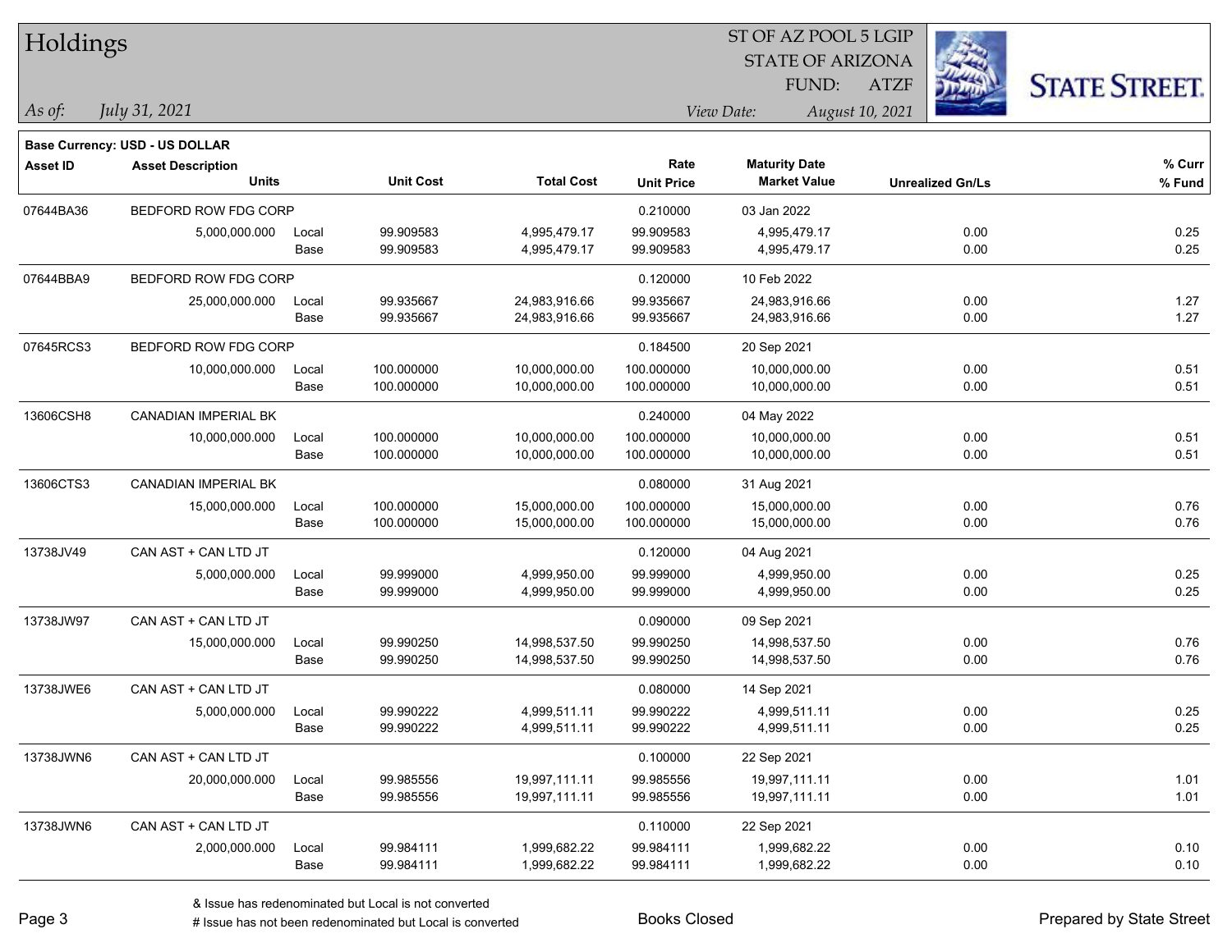# Holdings

ST OF AZ POOL 5 LGIP
STATE OF ARIZONA
FUND: ATZF

*As of:* *July 31, 2021*

*View Date:* *August 10, 2021*

**Base Currency: USD - US DOLLAR**

| Asset ID | Asset Description / Units | | Unit Cost | Total Cost | Rate / Unit Price | Maturity Date / Market Value | Unrealized Gn/Ls | % Curr / % Fund |
|---|---|---|---|---|---|---|---|---|
| 07644BA36 | BEDFORD ROW FDG CORP | | | | 0.210000 | 03 Jan 2022 | | |
| | 5,000,000.000 | Local | 99.909583 | 4,995,479.17 | 99.909583 | 4,995,479.17 | 0.00 | 0.25 |
| | | Base | 99.909583 | 4,995,479.17 | 99.909583 | 4,995,479.17 | 0.00 | 0.25 |
| 07644BBA9 | BEDFORD ROW FDG CORP | | | | 0.120000 | 10 Feb 2022 | | |
| | 25,000,000.000 | Local | 99.935667 | 24,983,916.66 | 99.935667 | 24,983,916.66 | 0.00 | 1.27 |
| | | Base | 99.935667 | 24,983,916.66 | 99.935667 | 24,983,916.66 | 0.00 | 1.27 |
| 07645RCS3 | BEDFORD ROW FDG CORP | | | | 0.184500 | 20 Sep 2021 | | |
| | 10,000,000.000 | Local | 100.000000 | 10,000,000.00 | 100.000000 | 10,000,000.00 | 0.00 | 0.51 |
| | | Base | 100.000000 | 10,000,000.00 | 100.000000 | 10,000,000.00 | 0.00 | 0.51 |
| 13606CSH8 | CANADIAN IMPERIAL BK | | | | 0.240000 | 04 May 2022 | | |
| | 10,000,000.000 | Local | 100.000000 | 10,000,000.00 | 100.000000 | 10,000,000.00 | 0.00 | 0.51 |
| | | Base | 100.000000 | 10,000,000.00 | 100.000000 | 10,000,000.00 | 0.00 | 0.51 |
| 13606CTS3 | CANADIAN IMPERIAL BK | | | | 0.080000 | 31 Aug 2021 | | |
| | 15,000,000.000 | Local | 100.000000 | 15,000,000.00 | 100.000000 | 15,000,000.00 | 0.00 | 0.76 |
| | | Base | 100.000000 | 15,000,000.00 | 100.000000 | 15,000,000.00 | 0.00 | 0.76 |
| 13738JV49 | CAN AST + CAN LTD JT | | | | 0.120000 | 04 Aug 2021 | | |
| | 5,000,000.000 | Local | 99.999000 | 4,999,950.00 | 99.999000 | 4,999,950.00 | 0.00 | 0.25 |
| | | Base | 99.999000 | 4,999,950.00 | 99.999000 | 4,999,950.00 | 0.00 | 0.25 |
| 13738JW97 | CAN AST + CAN LTD JT | | | | 0.090000 | 09 Sep 2021 | | |
| | 15,000,000.000 | Local | 99.990250 | 14,998,537.50 | 99.990250 | 14,998,537.50 | 0.00 | 0.76 |
| | | Base | 99.990250 | 14,998,537.50 | 99.990250 | 14,998,537.50 | 0.00 | 0.76 |
| 13738JWE6 | CAN AST + CAN LTD JT | | | | 0.080000 | 14 Sep 2021 | | |
| | 5,000,000.000 | Local | 99.990222 | 4,999,511.11 | 99.990222 | 4,999,511.11 | 0.00 | 0.25 |
| | | Base | 99.990222 | 4,999,511.11 | 99.990222 | 4,999,511.11 | 0.00 | 0.25 |
| 13738JWN6 | CAN AST + CAN LTD JT | | | | 0.100000 | 22 Sep 2021 | | |
| | 20,000,000.000 | Local | 99.985556 | 19,997,111.11 | 99.985556 | 19,997,111.11 | 0.00 | 1.01 |
| | | Base | 99.985556 | 19,997,111.11 | 99.985556 | 19,997,111.11 | 0.00 | 1.01 |
| 13738JWN6 | CAN AST + CAN LTD JT | | | | 0.110000 | 22 Sep 2021 | | |
| | 2,000,000.000 | Local | 99.984111 | 1,999,682.22 | 99.984111 | 1,999,682.22 | 0.00 | 0.10 |
| | | Base | 99.984111 | 1,999,682.22 | 99.984111 | 1,999,682.22 | 0.00 | 0.10 |

& Issue has redenominated but Local is not converted
# Issue has not been redenominated but Local is converted

Books Closed

Prepared by State Street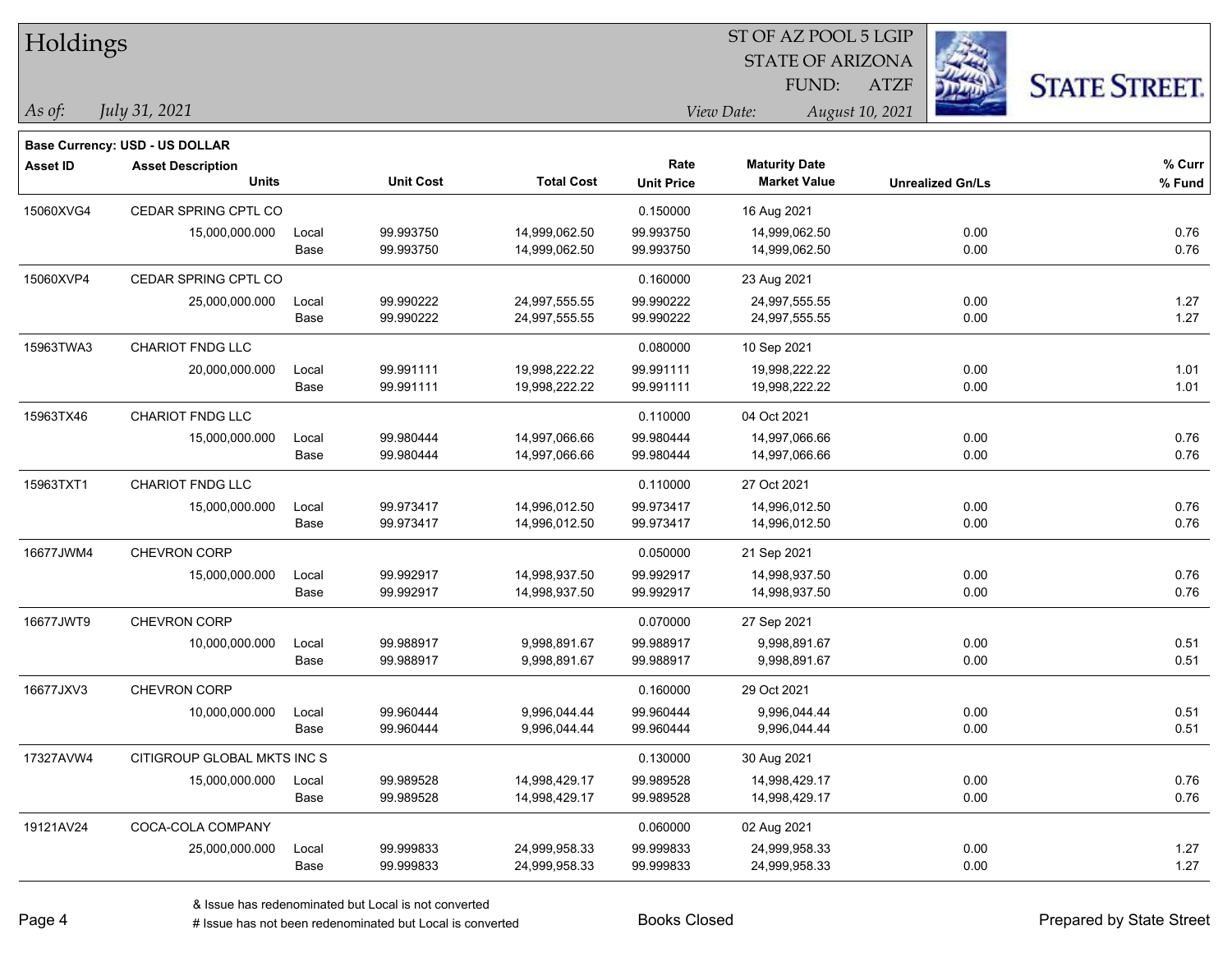# Holdings

ST OF AZ POOL 5 LGIP
STATE OF ARIZONA
FUND: ATZF

*As of:* *July 31, 2021*

*View Date:* *August 10, 2021*

**Base Currency: USD - US DOLLAR**

| Asset ID | Asset Description / Units | | Unit Cost | Total Cost | Rate / Unit Price | Maturity Date / Market Value | Unrealized Gn/Ls | % Curr / % Fund |
|---|---|---|---|---|---|---|---|---|
| 15060XVG4 | CEDAR SPRING CPTL CO | | | | 0.150000 | 16 Aug 2021 | | |
| | 15,000,000.000 | Local | 99.993750 | 14,999,062.50 | 99.993750 | 14,999,062.50 | 0.00 | 0.76 |
| | | Base | 99.993750 | 14,999,062.50 | 99.993750 | 14,999,062.50 | 0.00 | 0.76 |
| 15060XVP4 | CEDAR SPRING CPTL CO | | | | 0.160000 | 23 Aug 2021 | | |
| | 25,000,000.000 | Local | 99.990222 | 24,997,555.55 | 99.990222 | 24,997,555.55 | 0.00 | 1.27 |
| | | Base | 99.990222 | 24,997,555.55 | 99.990222 | 24,997,555.55 | 0.00 | 1.27 |
| 15963TWA3 | CHARIOT FNDG LLC | | | | 0.080000 | 10 Sep 2021 | | |
| | 20,000,000.000 | Local | 99.991111 | 19,998,222.22 | 99.991111 | 19,998,222.22 | 0.00 | 1.01 |
| | | Base | 99.991111 | 19,998,222.22 | 99.991111 | 19,998,222.22 | 0.00 | 1.01 |
| 15963TX46 | CHARIOT FNDG LLC | | | | 0.110000 | 04 Oct 2021 | | |
| | 15,000,000.000 | Local | 99.980444 | 14,997,066.66 | 99.980444 | 14,997,066.66 | 0.00 | 0.76 |
| | | Base | 99.980444 | 14,997,066.66 | 99.980444 | 14,997,066.66 | 0.00 | 0.76 |
| 15963TXT1 | CHARIOT FNDG LLC | | | | 0.110000 | 27 Oct 2021 | | |
| | 15,000,000.000 | Local | 99.973417 | 14,996,012.50 | 99.973417 | 14,996,012.50 | 0.00 | 0.76 |
| | | Base | 99.973417 | 14,996,012.50 | 99.973417 | 14,996,012.50 | 0.00 | 0.76 |
| 16677JWM4 | CHEVRON CORP | | | | 0.050000 | 21 Sep 2021 | | |
| | 15,000,000.000 | Local | 99.992917 | 14,998,937.50 | 99.992917 | 14,998,937.50 | 0.00 | 0.76 |
| | | Base | 99.992917 | 14,998,937.50 | 99.992917 | 14,998,937.50 | 0.00 | 0.76 |
| 16677JWT9 | CHEVRON CORP | | | | 0.070000 | 27 Sep 2021 | | |
| | 10,000,000.000 | Local | 99.988917 | 9,998,891.67 | 99.988917 | 9,998,891.67 | 0.00 | 0.51 |
| | | Base | 99.988917 | 9,998,891.67 | 99.988917 | 9,998,891.67 | 0.00 | 0.51 |
| 16677JXV3 | CHEVRON CORP | | | | 0.160000 | 29 Oct 2021 | | |
| | 10,000,000.000 | Local | 99.960444 | 9,996,044.44 | 99.960444 | 9,996,044.44 | 0.00 | 0.51 |
| | | Base | 99.960444 | 9,996,044.44 | 99.960444 | 9,996,044.44 | 0.00 | 0.51 |
| 17327AVW4 | CITIGROUP GLOBAL MKTS INC S | | | | 0.130000 | 30 Aug 2021 | | |
| | 15,000,000.000 | Local | 99.989528 | 14,998,429.17 | 99.989528 | 14,998,429.17 | 0.00 | 0.76 |
| | | Base | 99.989528 | 14,998,429.17 | 99.989528 | 14,998,429.17 | 0.00 | 0.76 |
| 19121AV24 | COCA-COLA COMPANY | | | | 0.060000 | 02 Aug 2021 | | |
| | 25,000,000.000 | Local | 99.999833 | 24,999,958.33 | 99.999833 | 24,999,958.33 | 0.00 | 1.27 |
| | | Base | 99.999833 | 24,999,958.33 | 99.999833 | 24,999,958.33 | 0.00 | 1.27 |

& Issue has redenominated but Local is not converted
# Issue has not been redenominated but Local is converted

Books Closed

Prepared by State Street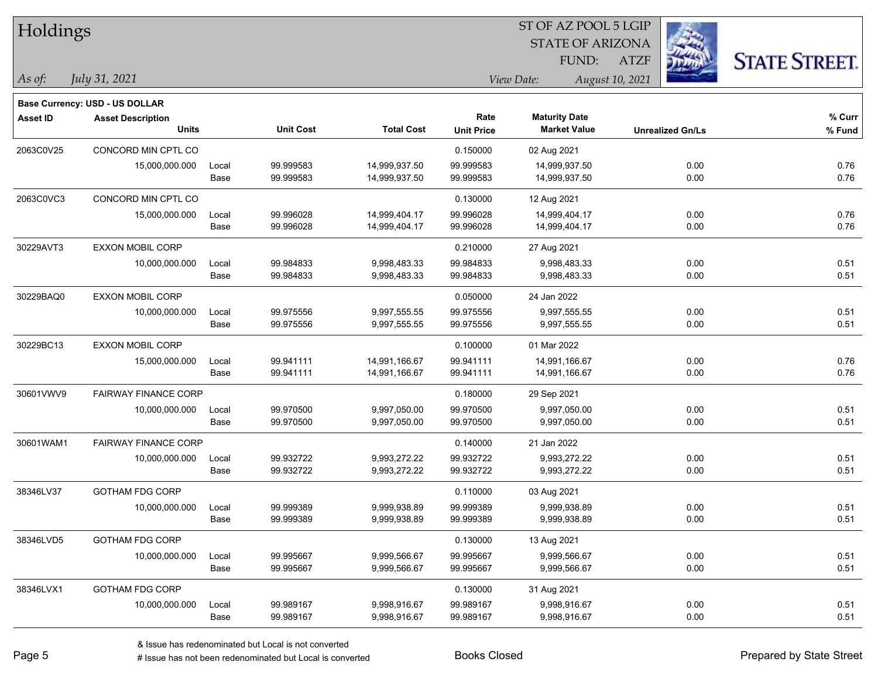# Holdings

ST OF AZ POOL 5 LGIP
STATE OF ARIZONA
FUND: ATZF

*As of:* *July 31, 2021*
*View Date:* *August 10, 2021*

**Base Currency: USD - US DOLLAR**

| Asset ID | Asset Description / Units | | Unit Cost | Total Cost | Rate / Unit Price | Maturity Date / Market Value | Unrealized Gn/Ls | % Curr / % Fund |
|---|---|---|---|---|---|---|---|---|
| 2063C0V25 | CONCORD MIN CPTL CO | | | | 0.150000 | 02 Aug 2021 | | |
| | 15,000,000.000 | Local | 99.999583 | 14,999,937.50 | 99.999583 | 14,999,937.50 | 0.00 | 0.76 |
| | | Base | 99.999583 | 14,999,937.50 | 99.999583 | 14,999,937.50 | 0.00 | 0.76 |
| 2063C0VC3 | CONCORD MIN CPTL CO | | | | 0.130000 | 12 Aug 2021 | | |
| | 15,000,000.000 | Local | 99.996028 | 14,999,404.17 | 99.996028 | 14,999,404.17 | 0.00 | 0.76 |
| | | Base | 99.996028 | 14,999,404.17 | 99.996028 | 14,999,404.17 | 0.00 | 0.76 |
| 30229AVT3 | EXXON MOBIL CORP | | | | 0.210000 | 27 Aug 2021 | | |
| | 10,000,000.000 | Local | 99.984833 | 9,998,483.33 | 99.984833 | 9,998,483.33 | 0.00 | 0.51 |
| | | Base | 99.984833 | 9,998,483.33 | 99.984833 | 9,998,483.33 | 0.00 | 0.51 |
| 30229BAQ0 | EXXON MOBIL CORP | | | | 0.050000 | 24 Jan 2022 | | |
| | 10,000,000.000 | Local | 99.975556 | 9,997,555.55 | 99.975556 | 9,997,555.55 | 0.00 | 0.51 |
| | | Base | 99.975556 | 9,997,555.55 | 99.975556 | 9,997,555.55 | 0.00 | 0.51 |
| 30229BC13 | EXXON MOBIL CORP | | | | 0.100000 | 01 Mar 2022 | | |
| | 15,000,000.000 | Local | 99.941111 | 14,991,166.67 | 99.941111 | 14,991,166.67 | 0.00 | 0.76 |
| | | Base | 99.941111 | 14,991,166.67 | 99.941111 | 14,991,166.67 | 0.00 | 0.76 |
| 30601VWV9 | FAIRWAY FINANCE CORP | | | | 0.180000 | 29 Sep 2021 | | |
| | 10,000,000.000 | Local | 99.970500 | 9,997,050.00 | 99.970500 | 9,997,050.00 | 0.00 | 0.51 |
| | | Base | 99.970500 | 9,997,050.00 | 99.970500 | 9,997,050.00 | 0.00 | 0.51 |
| 30601WAM1 | FAIRWAY FINANCE CORP | | | | 0.140000 | 21 Jan 2022 | | |
| | 10,000,000.000 | Local | 99.932722 | 9,993,272.22 | 99.932722 | 9,993,272.22 | 0.00 | 0.51 |
| | | Base | 99.932722 | 9,993,272.22 | 99.932722 | 9,993,272.22 | 0.00 | 0.51 |
| 38346LV37 | GOTHAM FDG CORP | | | | 0.110000 | 03 Aug 2021 | | |
| | 10,000,000.000 | Local | 99.999389 | 9,999,938.89 | 99.999389 | 9,999,938.89 | 0.00 | 0.51 |
| | | Base | 99.999389 | 9,999,938.89 | 99.999389 | 9,999,938.89 | 0.00 | 0.51 |
| 38346LVD5 | GOTHAM FDG CORP | | | | 0.130000 | 13 Aug 2021 | | |
| | 10,000,000.000 | Local | 99.995667 | 9,999,566.67 | 99.995667 | 9,999,566.67 | 0.00 | 0.51 |
| | | Base | 99.995667 | 9,999,566.67 | 99.995667 | 9,999,566.67 | 0.00 | 0.51 |
| 38346LVX1 | GOTHAM FDG CORP | | | | 0.130000 | 31 Aug 2021 | | |
| | 10,000,000.000 | Local | 99.989167 | 9,998,916.67 | 99.989167 | 9,998,916.67 | 0.00 | 0.51 |
| | | Base | 99.989167 | 9,998,916.67 | 99.989167 | 9,998,916.67 | 0.00 | 0.51 |

& Issue has redenominated but Local is not converted
# Issue has not been redenominated but Local is converted

Books Closed

Prepared by State Street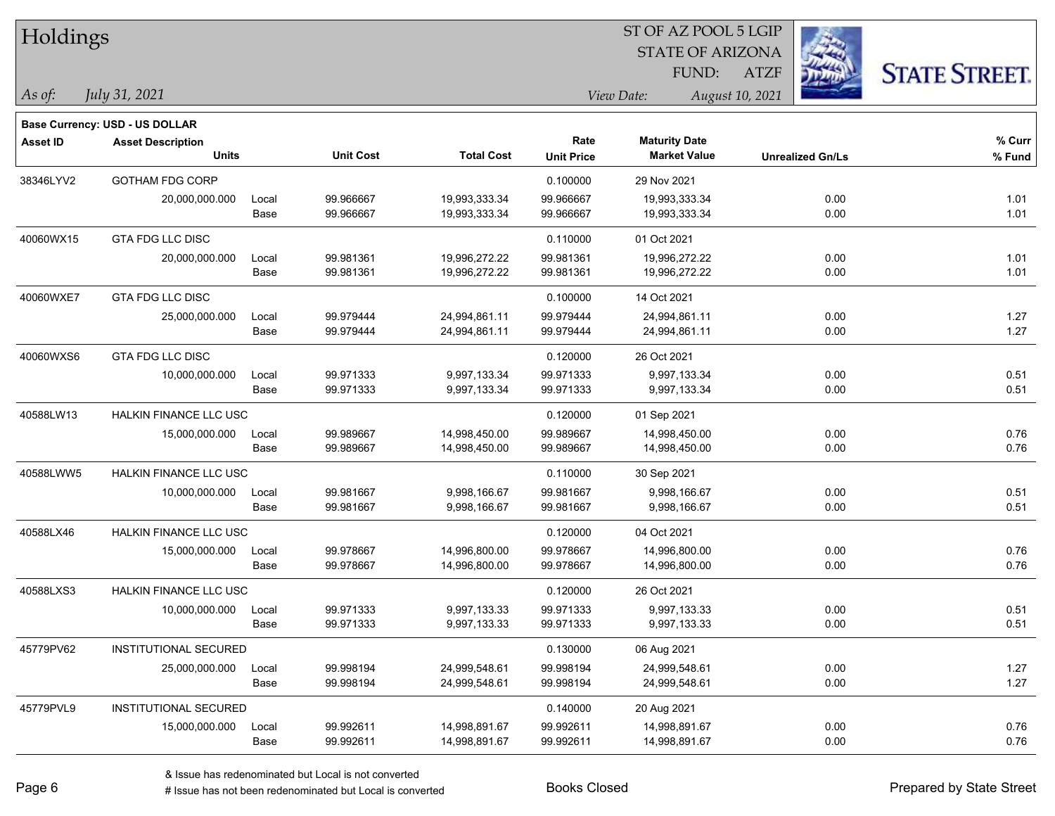# Holdings

ST OF AZ POOL 5 LGIP
STATE OF ARIZONA
FUND: ATZF

*As of:* *July 31, 2021*

*View Date:* *August 10, 2021*

**Base Currency: USD - US DOLLAR**

| Asset ID | Asset Description / Units | | Unit Cost | Total Cost | Rate / Unit Price | Maturity Date / Market Value | Unrealized Gn/Ls | % Curr / % Fund |
|---|---|---|---|---|---|---|---|---|
| 38346LYV2 | GOTHAM FDG CORP | | | | 0.100000 | 29 Nov 2021 | | |
| | 20,000,000.000 | Local | 99.966667 | 19,993,333.34 | 99.966667 | 19,993,333.34 | 0.00 | 1.01 |
| | | Base | 99.966667 | 19,993,333.34 | 99.966667 | 19,993,333.34 | 0.00 | 1.01 |
| 40060WX15 | GTA FDG LLC DISC | | | | 0.110000 | 01 Oct 2021 | | |
| | 20,000,000.000 | Local | 99.981361 | 19,996,272.22 | 99.981361 | 19,996,272.22 | 0.00 | 1.01 |
| | | Base | 99.981361 | 19,996,272.22 | 99.981361 | 19,996,272.22 | 0.00 | 1.01 |
| 40060WXE7 | GTA FDG LLC DISC | | | | 0.100000 | 14 Oct 2021 | | |
| | 25,000,000.000 | Local | 99.979444 | 24,994,861.11 | 99.979444 | 24,994,861.11 | 0.00 | 1.27 |
| | | Base | 99.979444 | 24,994,861.11 | 99.979444 | 24,994,861.11 | 0.00 | 1.27 |
| 40060WXS6 | GTA FDG LLC DISC | | | | 0.120000 | 26 Oct 2021 | | |
| | 10,000,000.000 | Local | 99.971333 | 9,997,133.34 | 99.971333 | 9,997,133.34 | 0.00 | 0.51 |
| | | Base | 99.971333 | 9,997,133.34 | 99.971333 | 9,997,133.34 | 0.00 | 0.51 |
| 40588LW13 | HALKIN FINANCE LLC USC | | | | 0.120000 | 01 Sep 2021 | | |
| | 15,000,000.000 | Local | 99.989667 | 14,998,450.00 | 99.989667 | 14,998,450.00 | 0.00 | 0.76 |
| | | Base | 99.989667 | 14,998,450.00 | 99.989667 | 14,998,450.00 | 0.00 | 0.76 |
| 40588LWW5 | HALKIN FINANCE LLC USC | | | | 0.110000 | 30 Sep 2021 | | |
| | 10,000,000.000 | Local | 99.981667 | 9,998,166.67 | 99.981667 | 9,998,166.67 | 0.00 | 0.51 |
| | | Base | 99.981667 | 9,998,166.67 | 99.981667 | 9,998,166.67 | 0.00 | 0.51 |
| 40588LX46 | HALKIN FINANCE LLC USC | | | | 0.120000 | 04 Oct 2021 | | |
| | 15,000,000.000 | Local | 99.978667 | 14,996,800.00 | 99.978667 | 14,996,800.00 | 0.00 | 0.76 |
| | | Base | 99.978667 | 14,996,800.00 | 99.978667 | 14,996,800.00 | 0.00 | 0.76 |
| 40588LXS3 | HALKIN FINANCE LLC USC | | | | 0.120000 | 26 Oct 2021 | | |
| | 10,000,000.000 | Local | 99.971333 | 9,997,133.33 | 99.971333 | 9,997,133.33 | 0.00 | 0.51 |
| | | Base | 99.971333 | 9,997,133.33 | 99.971333 | 9,997,133.33 | 0.00 | 0.51 |
| 45779PV62 | INSTITUTIONAL SECURED | | | | 0.130000 | 06 Aug 2021 | | |
| | 25,000,000.000 | Local | 99.998194 | 24,999,548.61 | 99.998194 | 24,999,548.61 | 0.00 | 1.27 |
| | | Base | 99.998194 | 24,999,548.61 | 99.998194 | 24,999,548.61 | 0.00 | 1.27 |
| 45779PVL9 | INSTITUTIONAL SECURED | | | | 0.140000 | 20 Aug 2021 | | |
| | 15,000,000.000 | Local | 99.992611 | 14,998,891.67 | 99.992611 | 14,998,891.67 | 0.00 | 0.76 |
| | | Base | 99.992611 | 14,998,891.67 | 99.992611 | 14,998,891.67 | 0.00 | 0.76 |

& Issue has redenominated but Local is not converted
# Issue has not been redenominated but Local is converted

Books Closed

Prepared by State Street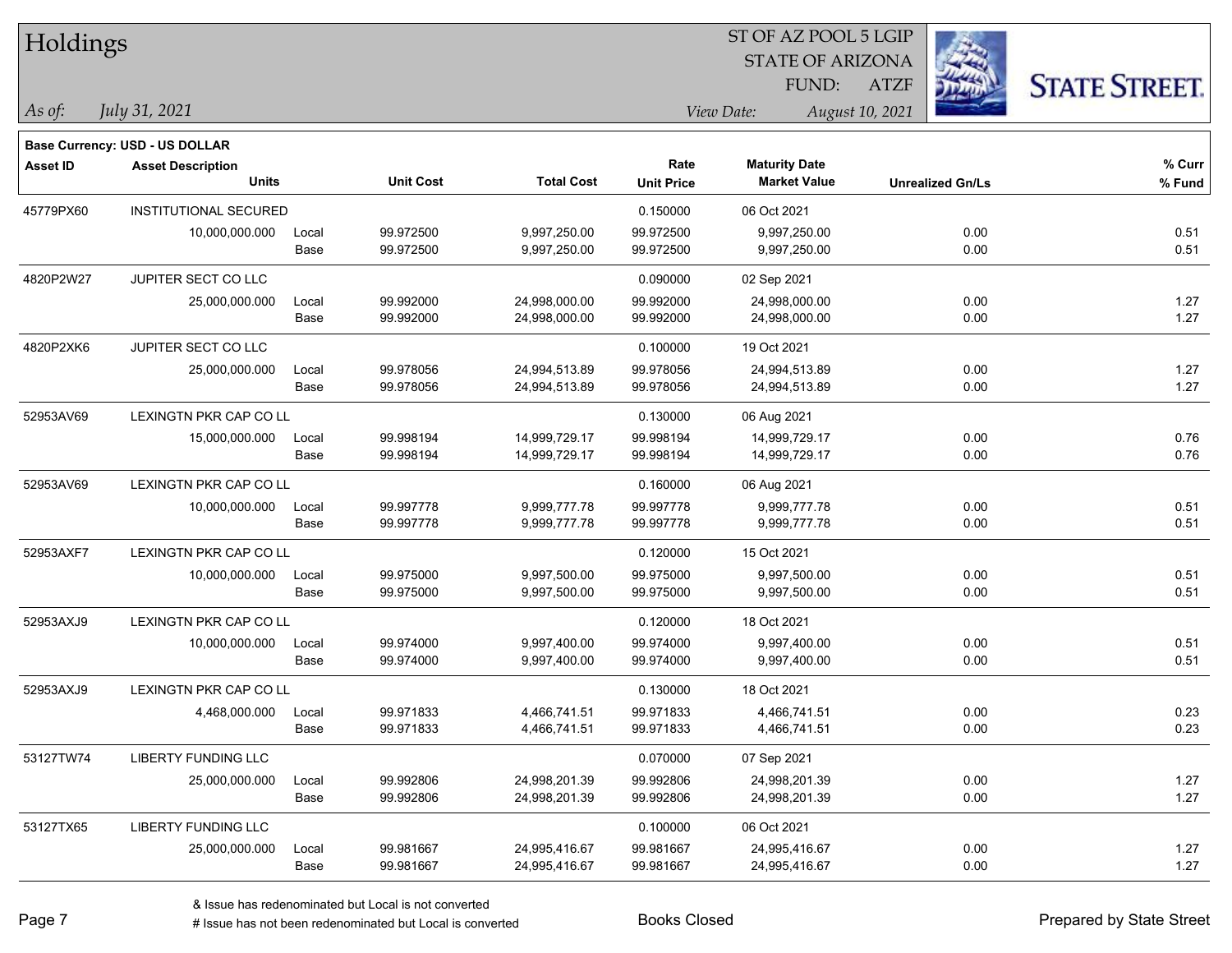# Holdings

ST OF AZ POOL 5 LGIP
STATE OF ARIZONA
FUND: ATZF

*As of:* *July 31, 2021*
*View Date:* *August 10, 2021*

**Base Currency: USD - US DOLLAR**

| Asset ID | Asset Description / Units | | Unit Cost | Total Cost | Rate / Unit Price | Maturity Date / Market Value | Unrealized Gn/Ls | % Curr / % Fund |
|---|---|---|---|---|---|---|---|---|
| 45779PX60 | INSTITUTIONAL SECURED | | | | 0.150000 | 06 Oct 2021 | | |
| | 10,000,000.000 | Local | 99.972500 | 9,997,250.00 | 99.972500 | 9,997,250.00 | 0.00 | 0.51 |
| | | Base | 99.972500 | 9,997,250.00 | 99.972500 | 9,997,250.00 | 0.00 | 0.51 |
| 4820P2W27 | JUPITER SECT CO LLC | | | | 0.090000 | 02 Sep 2021 | | |
| | 25,000,000.000 | Local | 99.992000 | 24,998,000.00 | 99.992000 | 24,998,000.00 | 0.00 | 1.27 |
| | | Base | 99.992000 | 24,998,000.00 | 99.992000 | 24,998,000.00 | 0.00 | 1.27 |
| 4820P2XK6 | JUPITER SECT CO LLC | | | | 0.100000 | 19 Oct 2021 | | |
| | 25,000,000.000 | Local | 99.978056 | 24,994,513.89 | 99.978056 | 24,994,513.89 | 0.00 | 1.27 |
| | | Base | 99.978056 | 24,994,513.89 | 99.978056 | 24,994,513.89 | 0.00 | 1.27 |
| 52953AV69 | LEXINGTN PKR CAP CO LL | | | | 0.130000 | 06 Aug 2021 | | |
| | 15,000,000.000 | Local | 99.998194 | 14,999,729.17 | 99.998194 | 14,999,729.17 | 0.00 | 0.76 |
| | | Base | 99.998194 | 14,999,729.17 | 99.998194 | 14,999,729.17 | 0.00 | 0.76 |
| 52953AV69 | LEXINGTN PKR CAP CO LL | | | | 0.160000 | 06 Aug 2021 | | |
| | 10,000,000.000 | Local | 99.997778 | 9,999,777.78 | 99.997778 | 9,999,777.78 | 0.00 | 0.51 |
| | | Base | 99.997778 | 9,999,777.78 | 99.997778 | 9,999,777.78 | 0.00 | 0.51 |
| 52953AXF7 | LEXINGTN PKR CAP CO LL | | | | 0.120000 | 15 Oct 2021 | | |
| | 10,000,000.000 | Local | 99.975000 | 9,997,500.00 | 99.975000 | 9,997,500.00 | 0.00 | 0.51 |
| | | Base | 99.975000 | 9,997,500.00 | 99.975000 | 9,997,500.00 | 0.00 | 0.51 |
| 52953AXJ9 | LEXINGTN PKR CAP CO LL | | | | 0.120000 | 18 Oct 2021 | | |
| | 10,000,000.000 | Local | 99.974000 | 9,997,400.00 | 99.974000 | 9,997,400.00 | 0.00 | 0.51 |
| | | Base | 99.974000 | 9,997,400.00 | 99.974000 | 9,997,400.00 | 0.00 | 0.51 |
| 52953AXJ9 | LEXINGTN PKR CAP CO LL | | | | 0.130000 | 18 Oct 2021 | | |
| | 4,468,000.000 | Local | 99.971833 | 4,466,741.51 | 99.971833 | 4,466,741.51 | 0.00 | 0.23 |
| | | Base | 99.971833 | 4,466,741.51 | 99.971833 | 4,466,741.51 | 0.00 | 0.23 |
| 53127TW74 | LIBERTY FUNDING LLC | | | | 0.070000 | 07 Sep 2021 | | |
| | 25,000,000.000 | Local | 99.992806 | 24,998,201.39 | 99.992806 | 24,998,201.39 | 0.00 | 1.27 |
| | | Base | 99.992806 | 24,998,201.39 | 99.992806 | 24,998,201.39 | 0.00 | 1.27 |
| 53127TX65 | LIBERTY FUNDING LLC | | | | 0.100000 | 06 Oct 2021 | | |
| | 25,000,000.000 | Local | 99.981667 | 24,995,416.67 | 99.981667 | 24,995,416.67 | 0.00 | 1.27 |
| | | Base | 99.981667 | 24,995,416.67 | 99.981667 | 24,995,416.67 | 0.00 | 1.27 |

& Issue has redenominated but Local is not converted
# Issue has not been redenominated but Local is converted

Books Closed

Prepared by State Street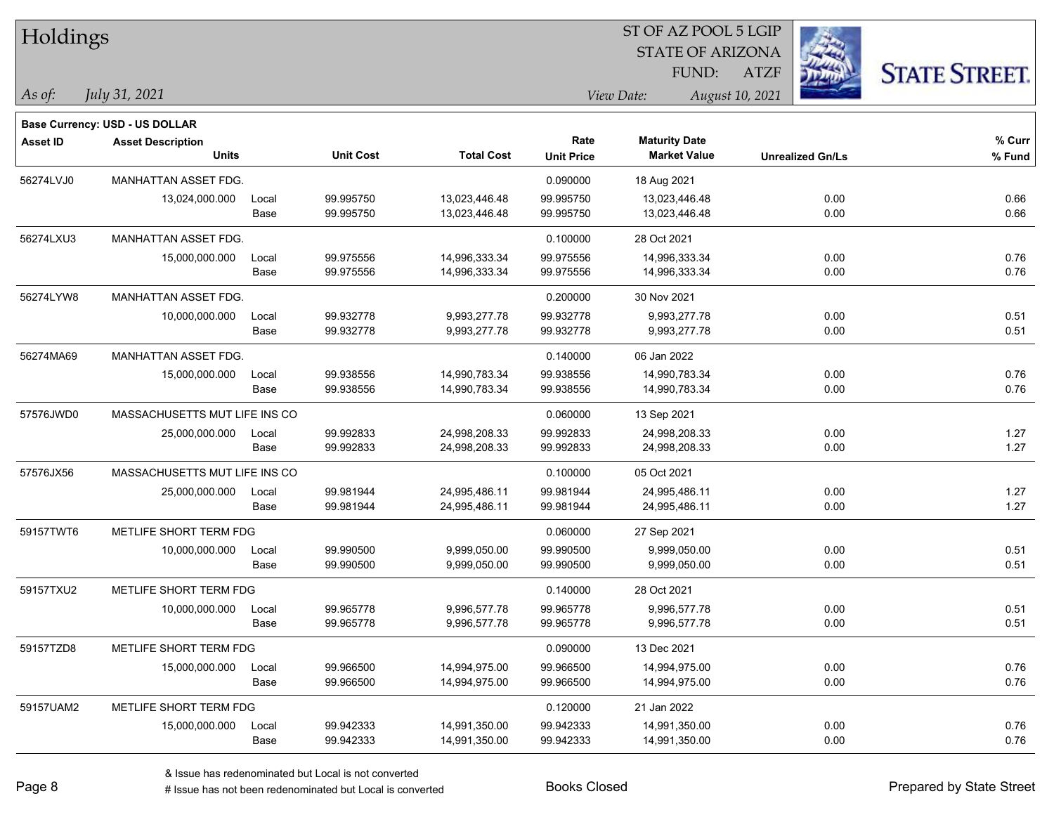# Holdings

ST OF AZ POOL 5 LGIP
STATE OF ARIZONA
FUND: ATZF

*As of:* *July 31, 2021*

*View Date:* *August 10, 2021*

**Base Currency: USD - US DOLLAR**

| Asset ID | Asset Description / Units | | Unit Cost | Total Cost | Rate / Unit Price | Maturity Date / Market Value | Unrealized Gn/Ls | % Curr / % Fund |
|---|---|---|---|---|---|---|---|---|
| 56274LVJ0 | MANHATTAN ASSET FDG. | | | | 0.090000 | 18 Aug 2021 | | |
| | 13,024,000.000 | Local | 99.995750 | 13,023,446.48 | 99.995750 | 13,023,446.48 | 0.00 | 0.66 |
| | | Base | 99.995750 | 13,023,446.48 | 99.995750 | 13,023,446.48 | 0.00 | 0.66 |
| 56274LXU3 | MANHATTAN ASSET FDG. | | | | 0.100000 | 28 Oct 2021 | | |
| | 15,000,000.000 | Local | 99.975556 | 14,996,333.34 | 99.975556 | 14,996,333.34 | 0.00 | 0.76 |
| | | Base | 99.975556 | 14,996,333.34 | 99.975556 | 14,996,333.34 | 0.00 | 0.76 |
| 56274LYW8 | MANHATTAN ASSET FDG. | | | | 0.200000 | 30 Nov 2021 | | |
| | 10,000,000.000 | Local | 99.932778 | 9,993,277.78 | 99.932778 | 9,993,277.78 | 0.00 | 0.51 |
| | | Base | 99.932778 | 9,993,277.78 | 99.932778 | 9,993,277.78 | 0.00 | 0.51 |
| 56274MA69 | MANHATTAN ASSET FDG. | | | | 0.140000 | 06 Jan 2022 | | |
| | 15,000,000.000 | Local | 99.938556 | 14,990,783.34 | 99.938556 | 14,990,783.34 | 0.00 | 0.76 |
| | | Base | 99.938556 | 14,990,783.34 | 99.938556 | 14,990,783.34 | 0.00 | 0.76 |
| 57576JWD0 | MASSACHUSETTS MUT LIFE INS CO | | | | 0.060000 | 13 Sep 2021 | | |
| | 25,000,000.000 | Local | 99.992833 | 24,998,208.33 | 99.992833 | 24,998,208.33 | 0.00 | 1.27 |
| | | Base | 99.992833 | 24,998,208.33 | 99.992833 | 24,998,208.33 | 0.00 | 1.27 |
| 57576JX56 | MASSACHUSETTS MUT LIFE INS CO | | | | 0.100000 | 05 Oct 2021 | | |
| | 25,000,000.000 | Local | 99.981944 | 24,995,486.11 | 99.981944 | 24,995,486.11 | 0.00 | 1.27 |
| | | Base | 99.981944 | 24,995,486.11 | 99.981944 | 24,995,486.11 | 0.00 | 1.27 |
| 59157TWT6 | METLIFE SHORT TERM FDG | | | | 0.060000 | 27 Sep 2021 | | |
| | 10,000,000.000 | Local | 99.990500 | 9,999,050.00 | 99.990500 | 9,999,050.00 | 0.00 | 0.51 |
| | | Base | 99.990500 | 9,999,050.00 | 99.990500 | 9,999,050.00 | 0.00 | 0.51 |
| 59157TXU2 | METLIFE SHORT TERM FDG | | | | 0.140000 | 28 Oct 2021 | | |
| | 10,000,000.000 | Local | 99.965778 | 9,996,577.78 | 99.965778 | 9,996,577.78 | 0.00 | 0.51 |
| | | Base | 99.965778 | 9,996,577.78 | 99.965778 | 9,996,577.78 | 0.00 | 0.51 |
| 59157TZD8 | METLIFE SHORT TERM FDG | | | | 0.090000 | 13 Dec 2021 | | |
| | 15,000,000.000 | Local | 99.966500 | 14,994,975.00 | 99.966500 | 14,994,975.00 | 0.00 | 0.76 |
| | | Base | 99.966500 | 14,994,975.00 | 99.966500 | 14,994,975.00 | 0.00 | 0.76 |
| 59157UAM2 | METLIFE SHORT TERM FDG | | | | 0.120000 | 21 Jan 2022 | | |
| | 15,000,000.000 | Local | 99.942333 | 14,991,350.00 | 99.942333 | 14,991,350.00 | 0.00 | 0.76 |
| | | Base | 99.942333 | 14,991,350.00 | 99.942333 | 14,991,350.00 | 0.00 | 0.76 |

& Issue has redenominated but Local is not converted
# Issue has not been redenominated but Local is converted

Books Closed

Prepared by State Street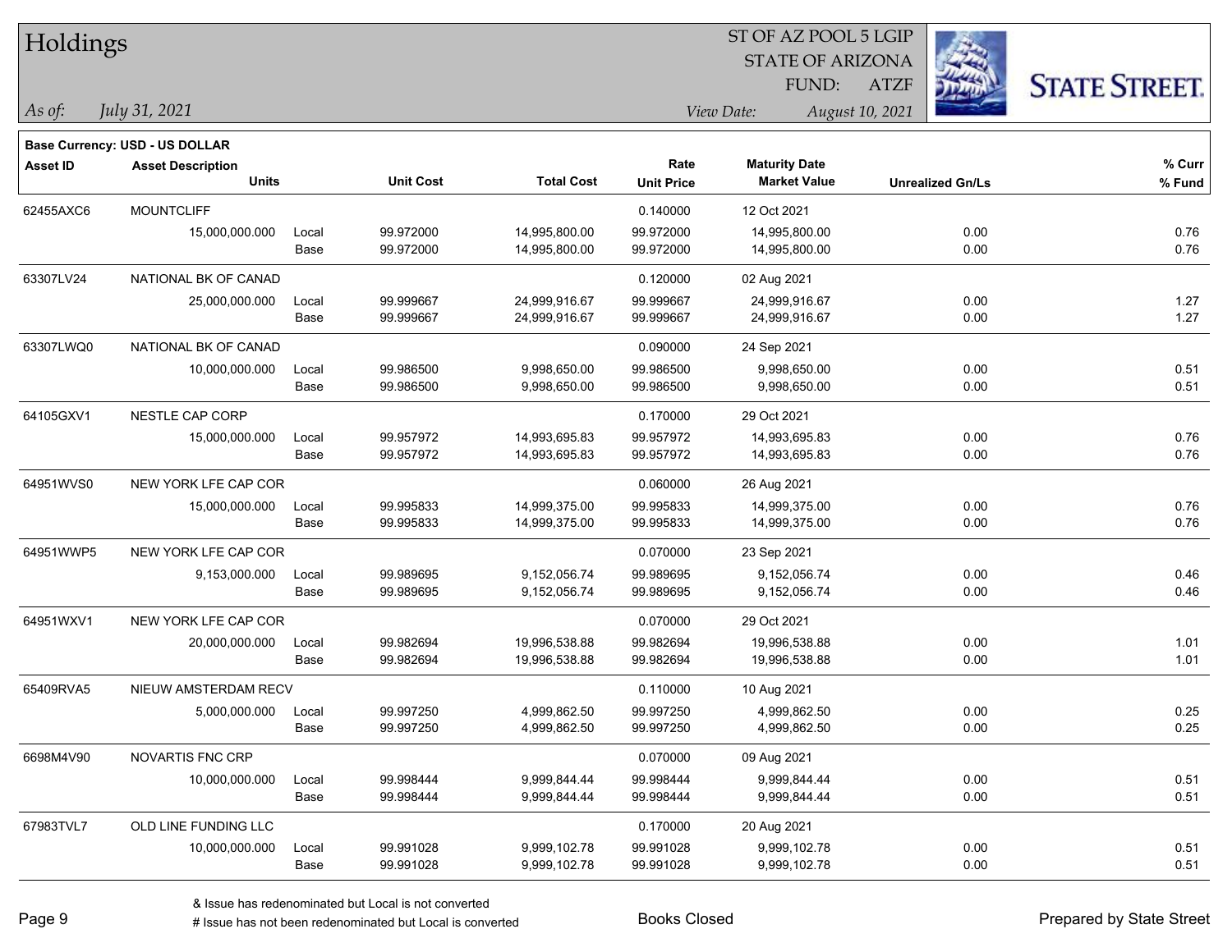# Holdings

ST OF AZ POOL 5 LGIP
STATE OF ARIZONA
FUND: ATZF

*As of:* *July 31, 2021*

*View Date:* *August 10, 2021*

**Base Currency: USD - US DOLLAR**

| Asset ID | Asset Description / Units | | Unit Cost | Total Cost | Rate / Unit Price | Maturity Date / Market Value | Unrealized Gn/Ls | % Curr / % Fund |
|---|---|---|---|---|---|---|---|---|
| 62455AXC6 | MOUNTCLIFF | | | | 0.140000 | 12 Oct 2021 | | |
| | 15,000,000.000 | Local | 99.972000 | 14,995,800.00 | 99.972000 | 14,995,800.00 | 0.00 | 0.76 |
| | | Base | 99.972000 | 14,995,800.00 | 99.972000 | 14,995,800.00 | 0.00 | 0.76 |
| 63307LV24 | NATIONAL BK OF CANAD | | | | 0.120000 | 02 Aug 2021 | | |
| | 25,000,000.000 | Local | 99.999667 | 24,999,916.67 | 99.999667 | 24,999,916.67 | 0.00 | 1.27 |
| | | Base | 99.999667 | 24,999,916.67 | 99.999667 | 24,999,916.67 | 0.00 | 1.27 |
| 63307LWQ0 | NATIONAL BK OF CANAD | | | | 0.090000 | 24 Sep 2021 | | |
| | 10,000,000.000 | Local | 99.986500 | 9,998,650.00 | 99.986500 | 9,998,650.00 | 0.00 | 0.51 |
| | | Base | 99.986500 | 9,998,650.00 | 99.986500 | 9,998,650.00 | 0.00 | 0.51 |
| 64105GXV1 | NESTLE CAP CORP | | | | 0.170000 | 29 Oct 2021 | | |
| | 15,000,000.000 | Local | 99.957972 | 14,993,695.83 | 99.957972 | 14,993,695.83 | 0.00 | 0.76 |
| | | Base | 99.957972 | 14,993,695.83 | 99.957972 | 14,993,695.83 | 0.00 | 0.76 |
| 64951WVS0 | NEW YORK LFE CAP COR | | | | 0.060000 | 26 Aug 2021 | | |
| | 15,000,000.000 | Local | 99.995833 | 14,999,375.00 | 99.995833 | 14,999,375.00 | 0.00 | 0.76 |
| | | Base | 99.995833 | 14,999,375.00 | 99.995833 | 14,999,375.00 | 0.00 | 0.76 |
| 64951WWP5 | NEW YORK LFE CAP COR | | | | 0.070000 | 23 Sep 2021 | | |
| | 9,153,000.000 | Local | 99.989695 | 9,152,056.74 | 99.989695 | 9,152,056.74 | 0.00 | 0.46 |
| | | Base | 99.989695 | 9,152,056.74 | 99.989695 | 9,152,056.74 | 0.00 | 0.46 |
| 64951WXV1 | NEW YORK LFE CAP COR | | | | 0.070000 | 29 Oct 2021 | | |
| | 20,000,000.000 | Local | 99.982694 | 19,996,538.88 | 99.982694 | 19,996,538.88 | 0.00 | 1.01 |
| | | Base | 99.982694 | 19,996,538.88 | 99.982694 | 19,996,538.88 | 0.00 | 1.01 |
| 65409RVA5 | NIEUW AMSTERDAM RECV | | | | 0.110000 | 10 Aug 2021 | | |
| | 5,000,000.000 | Local | 99.997250 | 4,999,862.50 | 99.997250 | 4,999,862.50 | 0.00 | 0.25 |
| | | Base | 99.997250 | 4,999,862.50 | 99.997250 | 4,999,862.50 | 0.00 | 0.25 |
| 6698M4V90 | NOVARTIS FNC CRP | | | | 0.070000 | 09 Aug 2021 | | |
| | 10,000,000.000 | Local | 99.998444 | 9,999,844.44 | 99.998444 | 9,999,844.44 | 0.00 | 0.51 |
| | | Base | 99.998444 | 9,999,844.44 | 99.998444 | 9,999,844.44 | 0.00 | 0.51 |
| 67983TVL7 | OLD LINE FUNDING LLC | | | | 0.170000 | 20 Aug 2021 | | |
| | 10,000,000.000 | Local | 99.991028 | 9,999,102.78 | 99.991028 | 9,999,102.78 | 0.00 | 0.51 |
| | | Base | 99.991028 | 9,999,102.78 | 99.991028 | 9,999,102.78 | 0.00 | 0.51 |

& Issue has redenominated but Local is not converted
# Issue has not been redenominated but Local is converted

Books Closed

Prepared by State Street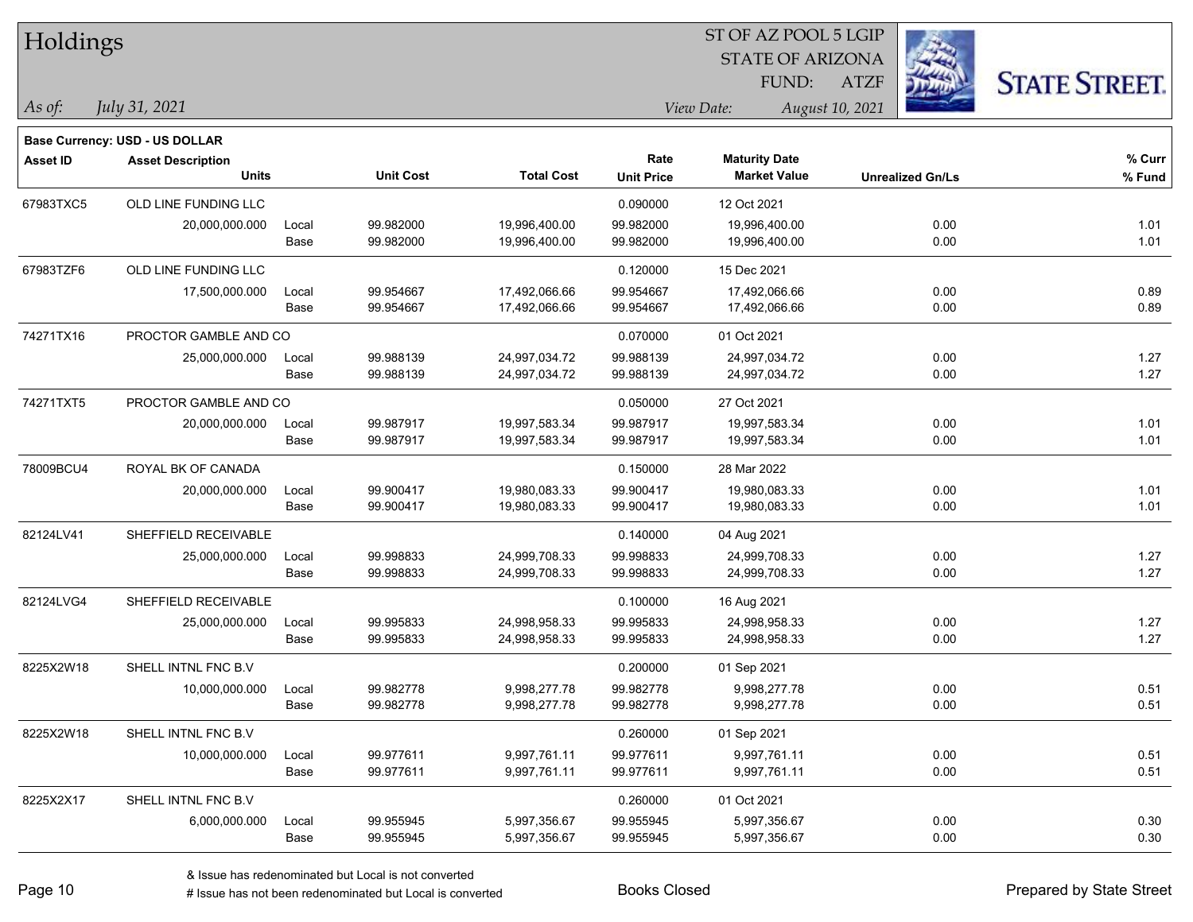# Holdings

ST OF AZ POOL 5 LGIP
STATE OF ARIZONA
FUND: ATZF

*As of:* *July 31, 2021*

*View Date:* *August 10, 2021*

**Base Currency: USD - US DOLLAR**

| Asset ID | Asset Description / Units | | Unit Cost | Total Cost | Rate / Unit Price | Maturity Date / Market Value | Unrealized Gn/Ls | % Curr / % Fund |
|---|---|---|---|---|---|---|---|---|
| 67983TXC5 | OLD LINE FUNDING LLC | | | | 0.090000 | 12 Oct 2021 | | |
| | 20,000,000.000 | Local | 99.982000 | 19,996,400.00 | 99.982000 | 19,996,400.00 | 0.00 | 1.01 |
| | | Base | 99.982000 | 19,996,400.00 | 99.982000 | 19,996,400.00 | 0.00 | 1.01 |
| 67983TZF6 | OLD LINE FUNDING LLC | | | | 0.120000 | 15 Dec 2021 | | |
| | 17,500,000.000 | Local | 99.954667 | 17,492,066.66 | 99.954667 | 17,492,066.66 | 0.00 | 0.89 |
| | | Base | 99.954667 | 17,492,066.66 | 99.954667 | 17,492,066.66 | 0.00 | 0.89 |
| 74271TX16 | PROCTOR GAMBLE AND CO | | | | 0.070000 | 01 Oct 2021 | | |
| | 25,000,000.000 | Local | 99.988139 | 24,997,034.72 | 99.988139 | 24,997,034.72 | 0.00 | 1.27 |
| | | Base | 99.988139 | 24,997,034.72 | 99.988139 | 24,997,034.72 | 0.00 | 1.27 |
| 74271TXT5 | PROCTOR GAMBLE AND CO | | | | 0.050000 | 27 Oct 2021 | | |
| | 20,000,000.000 | Local | 99.987917 | 19,997,583.34 | 99.987917 | 19,997,583.34 | 0.00 | 1.01 |
| | | Base | 99.987917 | 19,997,583.34 | 99.987917 | 19,997,583.34 | 0.00 | 1.01 |
| 78009BCU4 | ROYAL BK OF CANADA | | | | 0.150000 | 28 Mar 2022 | | |
| | 20,000,000.000 | Local | 99.900417 | 19,980,083.33 | 99.900417 | 19,980,083.33 | 0.00 | 1.01 |
| | | Base | 99.900417 | 19,980,083.33 | 99.900417 | 19,980,083.33 | 0.00 | 1.01 |
| 82124LV41 | SHEFFIELD RECEIVABLE | | | | 0.140000 | 04 Aug 2021 | | |
| | 25,000,000.000 | Local | 99.998833 | 24,999,708.33 | 99.998833 | 24,999,708.33 | 0.00 | 1.27 |
| | | Base | 99.998833 | 24,999,708.33 | 99.998833 | 24,999,708.33 | 0.00 | 1.27 |
| 82124LVG4 | SHEFFIELD RECEIVABLE | | | | 0.100000 | 16 Aug 2021 | | |
| | 25,000,000.000 | Local | 99.995833 | 24,998,958.33 | 99.995833 | 24,998,958.33 | 0.00 | 1.27 |
| | | Base | 99.995833 | 24,998,958.33 | 99.995833 | 24,998,958.33 | 0.00 | 1.27 |
| 8225X2W18 | SHELL INTNL FNC B.V | | | | 0.200000 | 01 Sep 2021 | | |
| | 10,000,000.000 | Local | 99.982778 | 9,998,277.78 | 99.982778 | 9,998,277.78 | 0.00 | 0.51 |
| | | Base | 99.982778 | 9,998,277.78 | 99.982778 | 9,998,277.78 | 0.00 | 0.51 |
| 8225X2W18 | SHELL INTNL FNC B.V | | | | 0.260000 | 01 Sep 2021 | | |
| | 10,000,000.000 | Local | 99.977611 | 9,997,761.11 | 99.977611 | 9,997,761.11 | 0.00 | 0.51 |
| | | Base | 99.977611 | 9,997,761.11 | 99.977611 | 9,997,761.11 | 0.00 | 0.51 |
| 8225X2X17 | SHELL INTNL FNC B.V | | | | 0.260000 | 01 Oct 2021 | | |
| | 6,000,000.000 | Local | 99.955945 | 5,997,356.67 | 99.955945 | 5,997,356.67 | 0.00 | 0.30 |
| | | Base | 99.955945 | 5,997,356.67 | 99.955945 | 5,997,356.67 | 0.00 | 0.30 |

& Issue has redenominated but Local is not converted
# Issue has not been redenominated but Local is converted

Books Closed

Prepared by State Street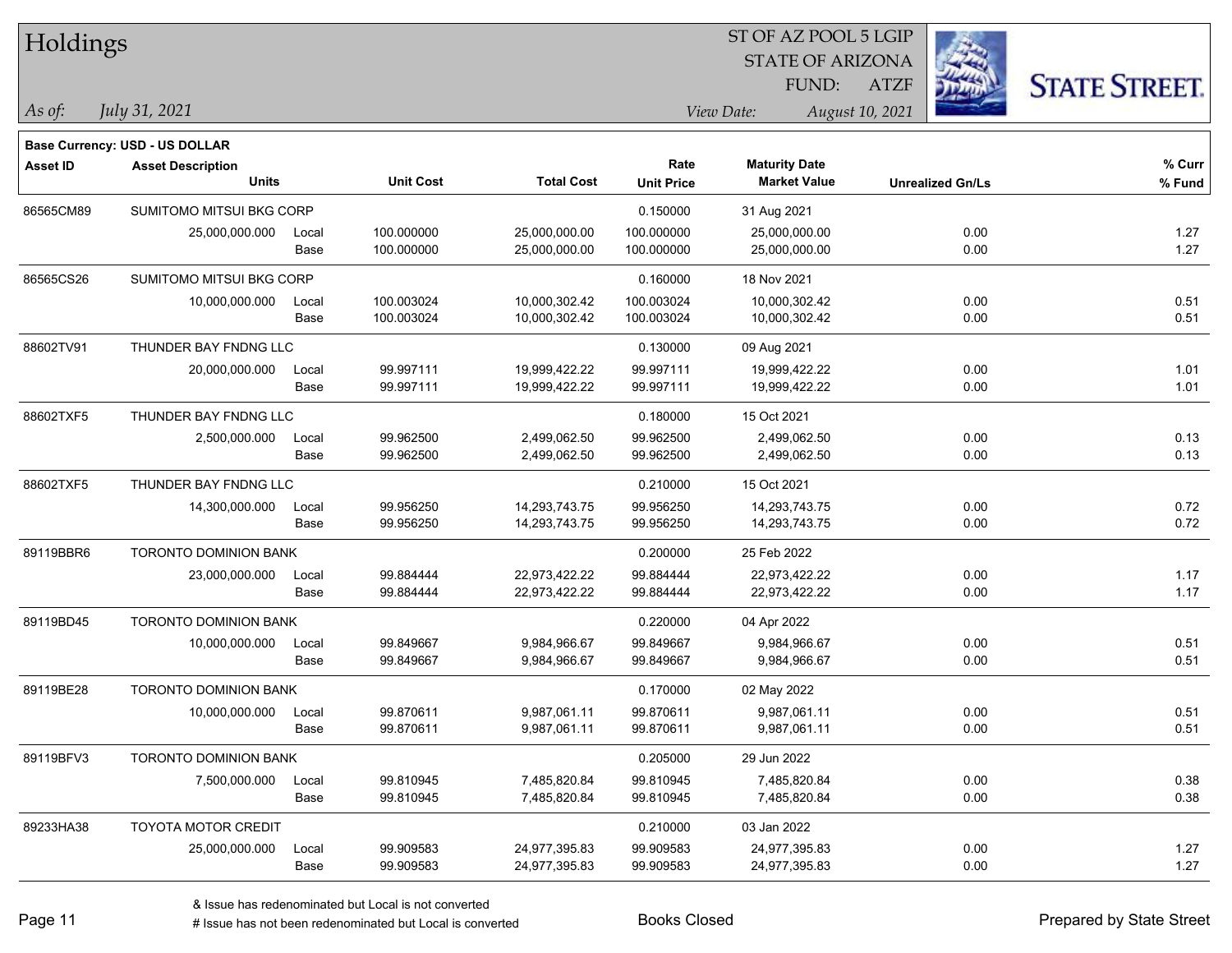# Holdings

ST OF AZ POOL 5 LGIP
STATE OF ARIZONA
FUND: ATZF

*As of:* *July 31, 2021*

*View Date:* *August 10, 2021*

STATE STREET.

**Base Currency: USD - US DOLLAR**

| Asset ID | Asset Description / Units | | Unit Cost | Total Cost | Rate / Unit Price | Maturity Date / Market Value | Unrealized Gn/Ls | % Curr / % Fund |
|---|---|---|---|---|---|---|---|---|
| 86565CM89 | SUMITOMO MITSUI BKG CORP | | | | 0.150000 | 31 Aug 2021 | | |
| | 25,000,000.000 | Local | 100.000000 | 25,000,000.00 | 100.000000 | 25,000,000.00 | 0.00 | 1.27 |
| | | Base | 100.000000 | 25,000,000.00 | 100.000000 | 25,000,000.00 | 0.00 | 1.27 |
| 86565CS26 | SUMITOMO MITSUI BKG CORP | | | | 0.160000 | 18 Nov 2021 | | |
| | 10,000,000.000 | Local | 100.003024 | 10,000,302.42 | 100.003024 | 10,000,302.42 | 0.00 | 0.51 |
| | | Base | 100.003024 | 10,000,302.42 | 100.003024 | 10,000,302.42 | 0.00 | 0.51 |
| 88602TV91 | THUNDER BAY FNDNG LLC | | | | 0.130000 | 09 Aug 2021 | | |
| | 20,000,000.000 | Local | 99.997111 | 19,999,422.22 | 99.997111 | 19,999,422.22 | 0.00 | 1.01 |
| | | Base | 99.997111 | 19,999,422.22 | 99.997111 | 19,999,422.22 | 0.00 | 1.01 |
| 88602TXF5 | THUNDER BAY FNDNG LLC | | | | 0.180000 | 15 Oct 2021 | | |
| | 2,500,000.000 | Local | 99.962500 | 2,499,062.50 | 99.962500 | 2,499,062.50 | 0.00 | 0.13 |
| | | Base | 99.962500 | 2,499,062.50 | 99.962500 | 2,499,062.50 | 0.00 | 0.13 |
| 88602TXF5 | THUNDER BAY FNDNG LLC | | | | 0.210000 | 15 Oct 2021 | | |
| | 14,300,000.000 | Local | 99.956250 | 14,293,743.75 | 99.956250 | 14,293,743.75 | 0.00 | 0.72 |
| | | Base | 99.956250 | 14,293,743.75 | 99.956250 | 14,293,743.75 | 0.00 | 0.72 |
| 89119BBR6 | TORONTO DOMINION BANK | | | | 0.200000 | 25 Feb 2022 | | |
| | 23,000,000.000 | Local | 99.884444 | 22,973,422.22 | 99.884444 | 22,973,422.22 | 0.00 | 1.17 |
| | | Base | 99.884444 | 22,973,422.22 | 99.884444 | 22,973,422.22 | 0.00 | 1.17 |
| 89119BD45 | TORONTO DOMINION BANK | | | | 0.220000 | 04 Apr 2022 | | |
| | 10,000,000.000 | Local | 99.849667 | 9,984,966.67 | 99.849667 | 9,984,966.67 | 0.00 | 0.51 |
| | | Base | 99.849667 | 9,984,966.67 | 99.849667 | 9,984,966.67 | 0.00 | 0.51 |
| 89119BE28 | TORONTO DOMINION BANK | | | | 0.170000 | 02 May 2022 | | |
| | 10,000,000.000 | Local | 99.870611 | 9,987,061.11 | 99.870611 | 9,987,061.11 | 0.00 | 0.51 |
| | | Base | 99.870611 | 9,987,061.11 | 99.870611 | 9,987,061.11 | 0.00 | 0.51 |
| 89119BFV3 | TORONTO DOMINION BANK | | | | 0.205000 | 29 Jun 2022 | | |
| | 7,500,000.000 | Local | 99.810945 | 7,485,820.84 | 99.810945 | 7,485,820.84 | 0.00 | 0.38 |
| | | Base | 99.810945 | 7,485,820.84 | 99.810945 | 7,485,820.84 | 0.00 | 0.38 |
| 89233HA38 | TOYOTA MOTOR CREDIT | | | | 0.210000 | 03 Jan 2022 | | |
| | 25,000,000.000 | Local | 99.909583 | 24,977,395.83 | 99.909583 | 24,977,395.83 | 0.00 | 1.27 |
| | | Base | 99.909583 | 24,977,395.83 | 99.909583 | 24,977,395.83 | 0.00 | 1.27 |

& Issue has redenominated but Local is not converted
# Issue has not been redenominated but Local is converted

Books Closed

Prepared by State Street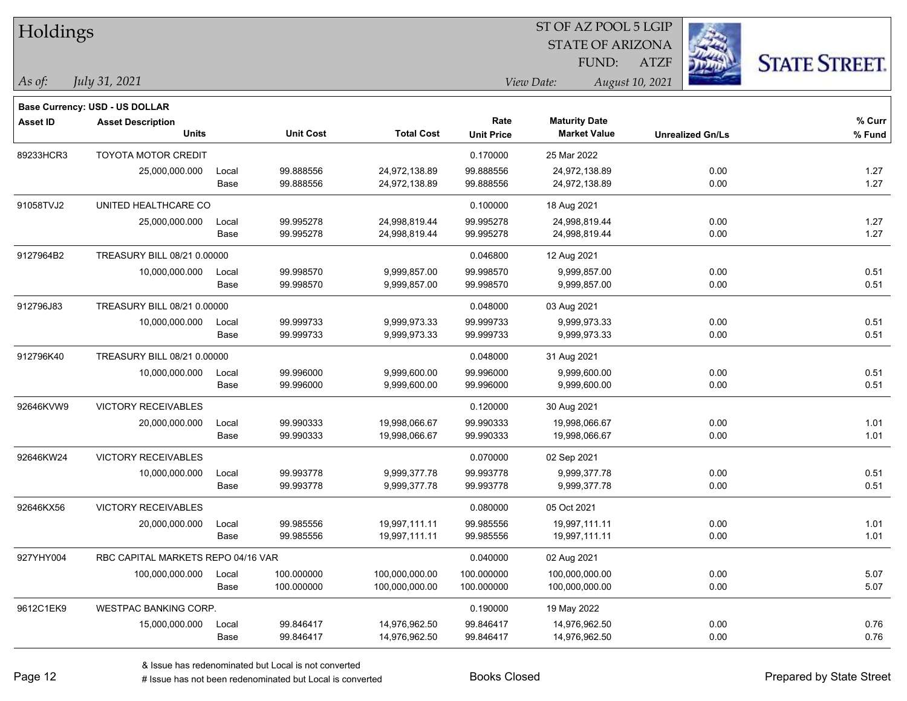# Holdings

ST OF AZ POOL 5 LGIP
STATE OF ARIZONA
FUND: ATZF

*As of:* *July 31, 2021*
*View Date:* *August 10, 2021*

STATE STREET.

**Base Currency: USD - US DOLLAR**

| Asset ID | Asset Description / Units | | Unit Cost | Total Cost | Rate / Unit Price | Maturity Date / Market Value | Unrealized Gn/Ls | % Curr / % Fund |
|---|---|---|---|---|---|---|---|---|
| 89233HCR3 | TOYOTA MOTOR CREDIT | | | | 0.170000 | 25 Mar 2022 | | |
| | 25,000,000.000 | Local | 99.888556 | 24,972,138.89 | 99.888556 | 24,972,138.89 | 0.00 | 1.27 |
| | | Base | 99.888556 | 24,972,138.89 | 99.888556 | 24,972,138.89 | 0.00 | 1.27 |
| 91058TVJ2 | UNITED HEALTHCARE CO | | | | 0.100000 | 18 Aug 2021 | | |
| | 25,000,000.000 | Local | 99.995278 | 24,998,819.44 | 99.995278 | 24,998,819.44 | 0.00 | 1.27 |
| | | Base | 99.995278 | 24,998,819.44 | 99.995278 | 24,998,819.44 | 0.00 | 1.27 |
| 9127964B2 | TREASURY BILL 08/21 0.00000 | | | | 0.046800 | 12 Aug 2021 | | |
| | 10,000,000.000 | Local | 99.998570 | 9,999,857.00 | 99.998570 | 9,999,857.00 | 0.00 | 0.51 |
| | | Base | 99.998570 | 9,999,857.00 | 99.998570 | 9,999,857.00 | 0.00 | 0.51 |
| 912796J83 | TREASURY BILL 08/21 0.00000 | | | | 0.048000 | 03 Aug 2021 | | |
| | 10,000,000.000 | Local | 99.999733 | 9,999,973.33 | 99.999733 | 9,999,973.33 | 0.00 | 0.51 |
| | | Base | 99.999733 | 9,999,973.33 | 99.999733 | 9,999,973.33 | 0.00 | 0.51 |
| 912796K40 | TREASURY BILL 08/21 0.00000 | | | | 0.048000 | 31 Aug 2021 | | |
| | 10,000,000.000 | Local | 99.996000 | 9,999,600.00 | 99.996000 | 9,999,600.00 | 0.00 | 0.51 |
| | | Base | 99.996000 | 9,999,600.00 | 99.996000 | 9,999,600.00 | 0.00 | 0.51 |
| 92646KVW9 | VICTORY RECEIVABLES | | | | 0.120000 | 30 Aug 2021 | | |
| | 20,000,000.000 | Local | 99.990333 | 19,998,066.67 | 99.990333 | 19,998,066.67 | 0.00 | 1.01 |
| | | Base | 99.990333 | 19,998,066.67 | 99.990333 | 19,998,066.67 | 0.00 | 1.01 |
| 92646KW24 | VICTORY RECEIVABLES | | | | 0.070000 | 02 Sep 2021 | | |
| | 10,000,000.000 | Local | 99.993778 | 9,999,377.78 | 99.993778 | 9,999,377.78 | 0.00 | 0.51 |
| | | Base | 99.993778 | 9,999,377.78 | 99.993778 | 9,999,377.78 | 0.00 | 0.51 |
| 92646KX56 | VICTORY RECEIVABLES | | | | 0.080000 | 05 Oct 2021 | | |
| | 20,000,000.000 | Local | 99.985556 | 19,997,111.11 | 99.985556 | 19,997,111.11 | 0.00 | 1.01 |
| | | Base | 99.985556 | 19,997,111.11 | 99.985556 | 19,997,111.11 | 0.00 | 1.01 |
| 927YHY004 | RBC CAPITAL MARKETS REPO 04/16 VAR | | | | 0.040000 | 02 Aug 2021 | | |
| | 100,000,000.000 | Local | 100.000000 | 100,000,000.00 | 100.000000 | 100,000,000.00 | 0.00 | 5.07 |
| | | Base | 100.000000 | 100,000,000.00 | 100.000000 | 100,000,000.00 | 0.00 | 5.07 |
| 9612C1EK9 | WESTPAC BANKING CORP. | | | | 0.190000 | 19 May 2022 | | |
| | 15,000,000.000 | Local | 99.846417 | 14,976,962.50 | 99.846417 | 14,976,962.50 | 0.00 | 0.76 |
| | | Base | 99.846417 | 14,976,962.50 | 99.846417 | 14,976,962.50 | 0.00 | 0.76 |

& Issue has redenominated but Local is not converted
# Issue has not been redenominated but Local is converted

Books Closed

Prepared by State Street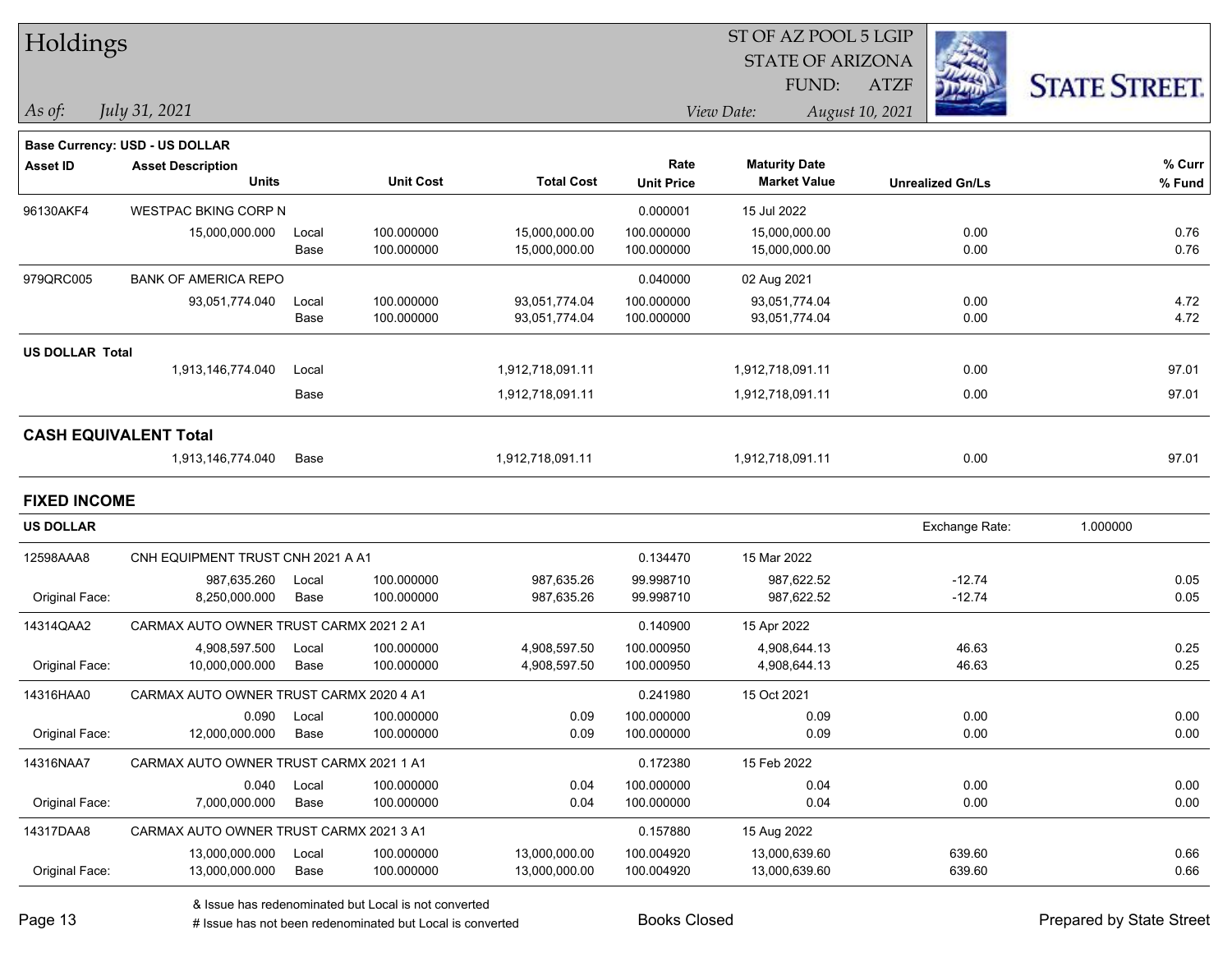# Holdings

ST OF AZ POOL 5 LGIP
STATE OF ARIZONA
FUND: ATZF

*As of:* *July 31, 2021*

*View Date:* *August 10, 2021*

**Base Currency: USD - US DOLLAR**

| Asset ID | Asset Description / Units | | Unit Cost | Total Cost | Rate / Unit Price | Maturity Date / Market Value | Unrealized Gn/Ls | % Curr / % Fund |
|---|---|---|---|---|---|---|---|---|
| 96130AKF4 | WESTPAC BKING CORP N | | | | 0.000001 | 15 Jul 2022 | | |
| | 15,000,000.000 | Local | 100.000000 | 15,000,000.00 | 100.000000 | 15,000,000.00 | 0.00 | 0.76 |
| | | Base | 100.000000 | 15,000,000.00 | 100.000000 | 15,000,000.00 | 0.00 | 0.76 |
| 979QRC005 | BANK OF AMERICA REPO | | | | 0.040000 | 02 Aug 2021 | | |
| | 93,051,774.040 | Local | 100.000000 | 93,051,774.04 | 100.000000 | 93,051,774.04 | 0.00 | 4.72 |
| | | Base | 100.000000 | 93,051,774.04 | 100.000000 | 93,051,774.04 | 0.00 | 4.72 |
| **US DOLLAR Total** | | | | | | | | |
| | 1,913,146,774.040 | Local | | 1,912,718,091.11 | | 1,912,718,091.11 | 0.00 | 97.01 |
| | | Base | | 1,912,718,091.11 | | 1,912,718,091.11 | 0.00 | 97.01 |
| **CASH EQUIVALENT Total** | | | | | | | | |
| | 1,913,146,774.040 | Base | | 1,912,718,091.11 | | 1,912,718,091.11 | 0.00 | 97.01 |

## FIXED INCOME

**US DOLLAR** — Exchange Rate: 1.000000

| Asset ID | Asset Description / Units | | Unit Cost | Total Cost | Rate / Unit Price | Maturity Date / Market Value | Unrealized Gn/Ls | % Curr / % Fund |
|---|---|---|---|---|---|---|---|---|
| 12598AAA8 | CNH EQUIPMENT TRUST CNH 2021 A A1 | | | | 0.134470 | 15 Mar 2022 | | |
| | 987,635.260 | Local | 100.000000 | 987,635.26 | 99.998710 | 987,622.52 | -12.74 | 0.05 |
| Original Face: | 8,250,000.000 | Base | 100.000000 | 987,635.26 | 99.998710 | 987,622.52 | -12.74 | 0.05 |
| 14314QAA2 | CARMAX AUTO OWNER TRUST CARMX 2021 2 A1 | | | | 0.140900 | 15 Apr 2022 | | |
| | 4,908,597.500 | Local | 100.000000 | 4,908,597.50 | 100.000950 | 4,908,644.13 | 46.63 | 0.25 |
| Original Face: | 10,000,000.000 | Base | 100.000000 | 4,908,597.50 | 100.000950 | 4,908,644.13 | 46.63 | 0.25 |
| 14316HAA0 | CARMAX AUTO OWNER TRUST CARMX 2020 4 A1 | | | | 0.241980 | 15 Oct 2021 | | |
| | 0.090 | Local | 100.000000 | 0.09 | 100.000000 | 0.09 | 0.00 | 0.00 |
| Original Face: | 12,000,000.000 | Base | 100.000000 | 0.09 | 100.000000 | 0.09 | 0.00 | 0.00 |
| 14316NAA7 | CARMAX AUTO OWNER TRUST CARMX 2021 1 A1 | | | | 0.172380 | 15 Feb 2022 | | |
| | 0.040 | Local | 100.000000 | 0.04 | 100.000000 | 0.04 | 0.00 | 0.00 |
| Original Face: | 7,000,000.000 | Base | 100.000000 | 0.04 | 100.000000 | 0.04 | 0.00 | 0.00 |
| 14317DAA8 | CARMAX AUTO OWNER TRUST CARMX 2021 3 A1 | | | | 0.157880 | 15 Aug 2022 | | |
| | 13,000,000.000 | Local | 100.000000 | 13,000,000.00 | 100.004920 | 13,000,639.60 | 639.60 | 0.66 |
| Original Face: | 13,000,000.000 | Base | 100.000000 | 13,000,000.00 | 100.004920 | 13,000,639.60 | 639.60 | 0.66 |

& Issue has redenominated but Local is not converted
# Issue has not been redenominated but Local is converted

Books Closed

Prepared by State Street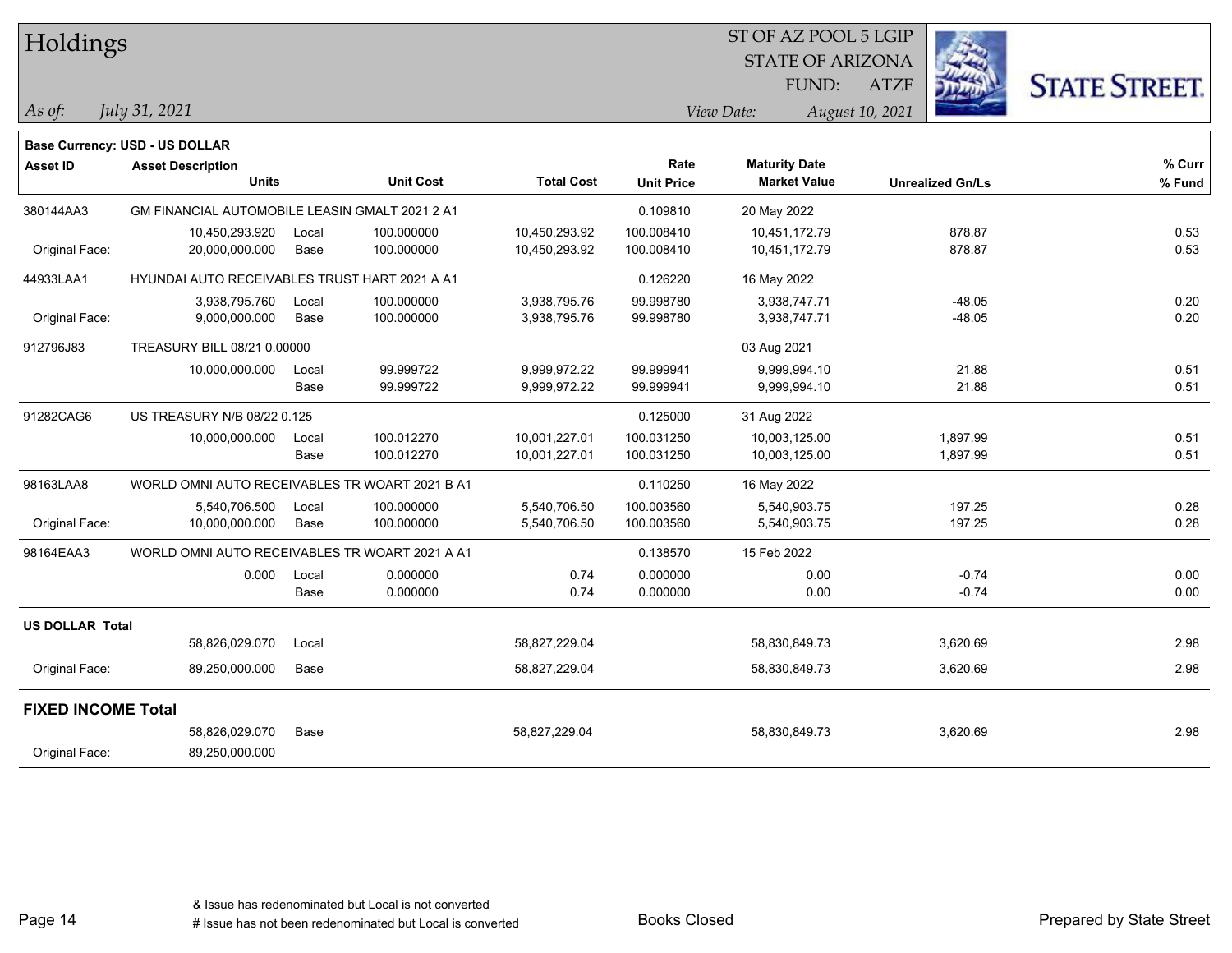# Holdings

ST OF AZ POOL 5 LGIP
STATE OF ARIZONA
FUND: ATZF

*As of:* *July 31, 2021*

*View Date:* *August 10, 2021*

STATE STREET.

**Base Currency: USD - US DOLLAR**

| Asset ID | Asset Description / Units | | Unit Cost | Total Cost | Rate / Unit Price | Maturity Date / Market Value | Unrealized Gn/Ls | % Curr / % Fund |
|---|---|---|---|---|---|---|---|---|
| 380144AA3 | GM FINANCIAL AUTOMOBILE LEASIN GMALT 2021 2 A1 | | | | 0.109810 | 20 May 2022 | | |
| | 10,450,293.920 | Local | 100.000000 | 10,450,293.92 | 100.008410 | 10,451,172.79 | 878.87 | 0.53 |
| Original Face: | 20,000,000.000 | Base | 100.000000 | 10,450,293.92 | 100.008410 | 10,451,172.79 | 878.87 | 0.53 |
| 44933LAA1 | HYUNDAI AUTO RECEIVABLES TRUST HART 2021 A A1 | | | | 0.126220 | 16 May 2022 | | |
| | 3,938,795.760 | Local | 100.000000 | 3,938,795.76 | 99.998780 | 3,938,747.71 | -48.05 | 0.20 |
| Original Face: | 9,000,000.000 | Base | 100.000000 | 3,938,795.76 | 99.998780 | 3,938,747.71 | -48.05 | 0.20 |
| 912796J83 | TREASURY BILL 08/21 0.00000 | | | | | 03 Aug 2021 | | |
| | 10,000,000.000 | Local | 99.999722 | 9,999,972.22 | 99.999941 | 9,999,994.10 | 21.88 | 0.51 |
| | | Base | 99.999722 | 9,999,972.22 | 99.999941 | 9,999,994.10 | 21.88 | 0.51 |
| 91282CAG6 | US TREASURY N/B 08/22 0.125 | | | | 0.125000 | 31 Aug 2022 | | |
| | 10,000,000.000 | Local | 100.012270 | 10,001,227.01 | 100.031250 | 10,003,125.00 | 1,897.99 | 0.51 |
| | | Base | 100.012270 | 10,001,227.01 | 100.031250 | 10,003,125.00 | 1,897.99 | 0.51 |
| 98163LAA8 | WORLD OMNI AUTO RECEIVABLES TR WOART 2021 B A1 | | | | 0.110250 | 16 May 2022 | | |
| | 5,540,706.500 | Local | 100.000000 | 5,540,706.50 | 100.003560 | 5,540,903.75 | 197.25 | 0.28 |
| Original Face: | 10,000,000.000 | Base | 100.000000 | 5,540,706.50 | 100.003560 | 5,540,903.75 | 197.25 | 0.28 |
| 98164EAA3 | WORLD OMNI AUTO RECEIVABLES TR WOART 2021 A A1 | | | | 0.138570 | 15 Feb 2022 | | |
| | 0.000 | Local | 0.000000 | 0.74 | 0.000000 | 0.00 | -0.74 | 0.00 |
| | | Base | 0.000000 | 0.74 | 0.000000 | 0.00 | -0.74 | 0.00 |
| **US DOLLAR Total** | | | | | | | | |
| | 58,826,029.070 | Local | | 58,827,229.04 | | 58,830,849.73 | 3,620.69 | 2.98 |
| Original Face: | 89,250,000.000 | Base | | 58,827,229.04 | | 58,830,849.73 | 3,620.69 | 2.98 |
| **FIXED INCOME Total** | | | | | | | | |
| | 58,826,029.070 | Base | | 58,827,229.04 | | 58,830,849.73 | 3,620.69 | 2.98 |
| Original Face: | 89,250,000.000 | | | | | | | |

& Issue has redenominated but Local is not converted
# Issue has not been redenominated but Local is converted

Books Closed

Prepared by State Street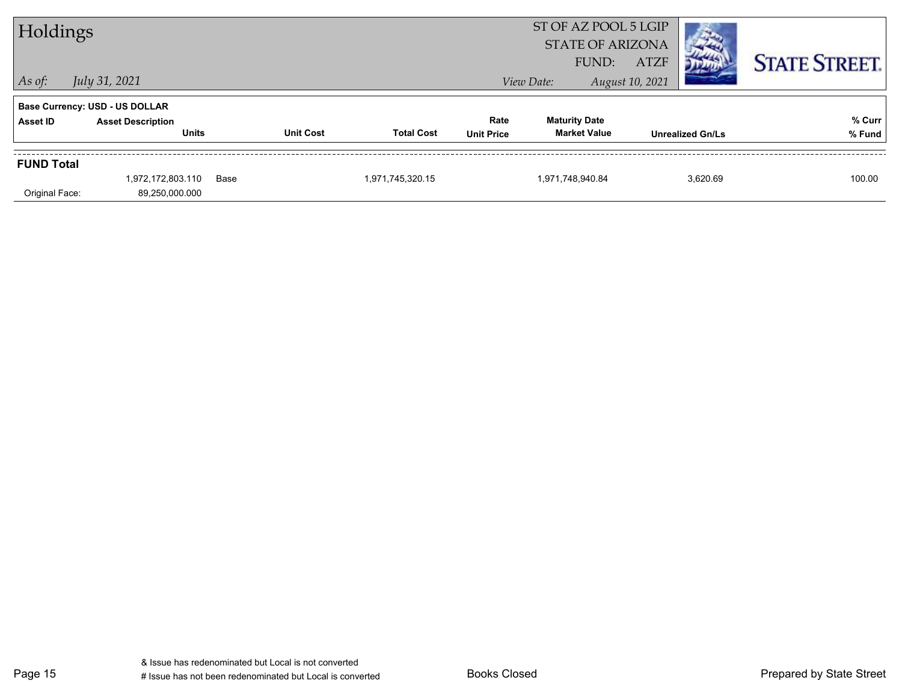# Holdings

ST OF AZ POOL 5 LGIP
STATE OF ARIZONA
FUND: ATZF

*As of: July 31, 2021*

*View Date: August 10, 2021*

STATE STREET.

**Base Currency: USD - US DOLLAR**

| Asset ID | Asset Description / Units | | Unit Cost | Total Cost | Rate / Unit Price | Maturity Date / Market Value | Unrealized Gn/Ls | % Curr / % Fund |
|---|---|---|---|---|---|---|---|---|
| **FUND Total** | | | | | | | | |
| | 1,972,172,803.110 | Base | | 1,971,745,320.15 | | 1,971,748,940.84 | 3,620.69 | 100.00 |
| Original Face: | 89,250,000.000 | | | | | | | |

& Issue has redenominated but Local is not converted
# Issue has not been redenominated but Local is converted

Books Closed

Prepared by State Street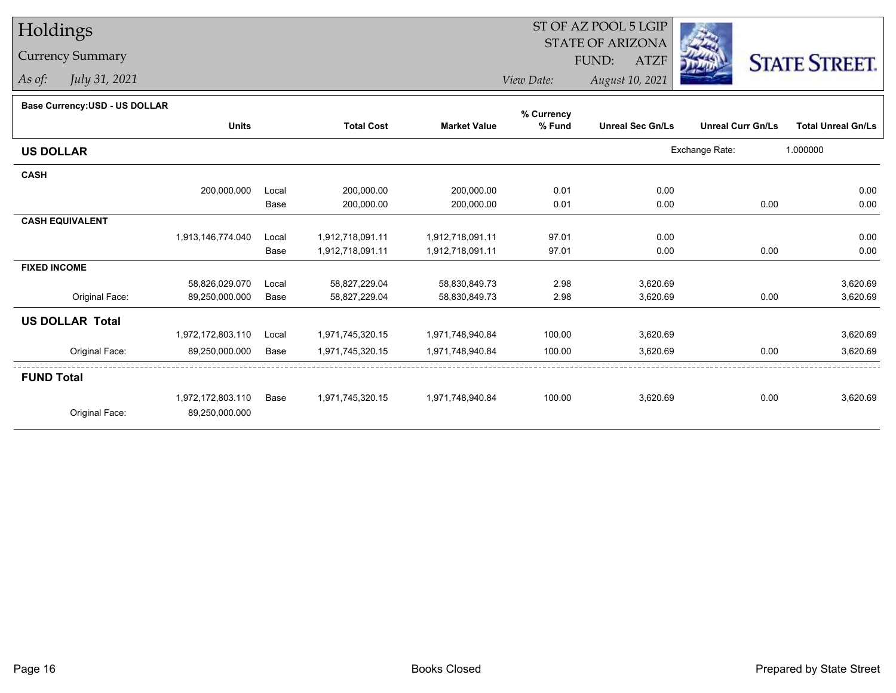# Holdings

## Currency Summary

*As of:* *July 31, 2021*

ST OF AZ POOL 5 LGIP
STATE OF ARIZONA
FUND: ATZF

*View Date:* *August 10, 2021*

STATE STREET.

**Base Currency:USD - US DOLLAR**

| | Units | | Total Cost | Market Value | % Currency % Fund | Unreal Sec Gn/Ls | Unreal Curr Gn/Ls | Total Unreal Gn/Ls |
|---|---|---|---|---|---|---|---|---|
| **US DOLLAR** | | | | | | Exchange Rate: | 1.000000 | |
| **CASH** | | | | | | | | |
| | 200,000.000 | Local | 200,000.00 | 200,000.00 | 0.01 | 0.00 | | 0.00 |
| | | Base | 200,000.00 | 200,000.00 | 0.01 | 0.00 | 0.00 | 0.00 |
| **CASH EQUIVALENT** | | | | | | | | |
| | 1,913,146,774.040 | Local | 1,912,718,091.11 | 1,912,718,091.11 | 97.01 | 0.00 | | 0.00 |
| | | Base | 1,912,718,091.11 | 1,912,718,091.11 | 97.01 | 0.00 | 0.00 | 0.00 |
| **FIXED INCOME** | | | | | | | | |
| | 58,826,029.070 | Local | 58,827,229.04 | 58,830,849.73 | 2.98 | 3,620.69 | | 3,620.69 |
| Original Face: | 89,250,000.000 | Base | 58,827,229.04 | 58,830,849.73 | 2.98 | 3,620.69 | 0.00 | 3,620.69 |
| **US DOLLAR Total** | | | | | | | | |
| | 1,972,172,803.110 | Local | 1,971,745,320.15 | 1,971,748,940.84 | 100.00 | 3,620.69 | | 3,620.69 |
| Original Face: | 89,250,000.000 | Base | 1,971,745,320.15 | 1,971,748,940.84 | 100.00 | 3,620.69 | 0.00 | 3,620.69 |
| **FUND Total** | | | | | | | | |
| | 1,972,172,803.110 | Base | 1,971,745,320.15 | 1,971,748,940.84 | 100.00 | 3,620.69 | 0.00 | 3,620.69 |
| Original Face: | 89,250,000.000 | | | | | | | |

Books Closed

Prepared by State Street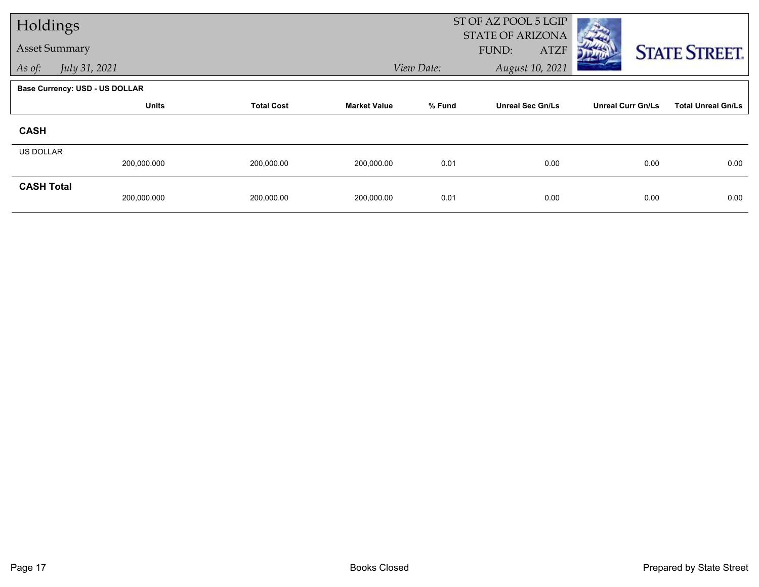# Holdings

## Asset Summary

*As of:* *July 31, 2021*

ST OF AZ POOL 5 LGIP
STATE OF ARIZONA
FUND: ATZF

*View Date:* *August 10, 2021*

**Base Currency: USD - US DOLLAR**

| | Units | Total Cost | Market Value | % Fund | Unreal Sec Gn/Ls | Unreal Curr Gn/Ls | Total Unreal Gn/Ls |
|---|---|---|---|---|---|---|---|
| **CASH** | | | | | | | |
| US DOLLAR | 200,000.000 | 200,000.00 | 200,000.00 | 0.01 | 0.00 | 0.00 | 0.00 |
| **CASH Total** | 200,000.000 | 200,000.00 | 200,000.00 | 0.01 | 0.00 | 0.00 | 0.00 |

Books Closed

Prepared by State Street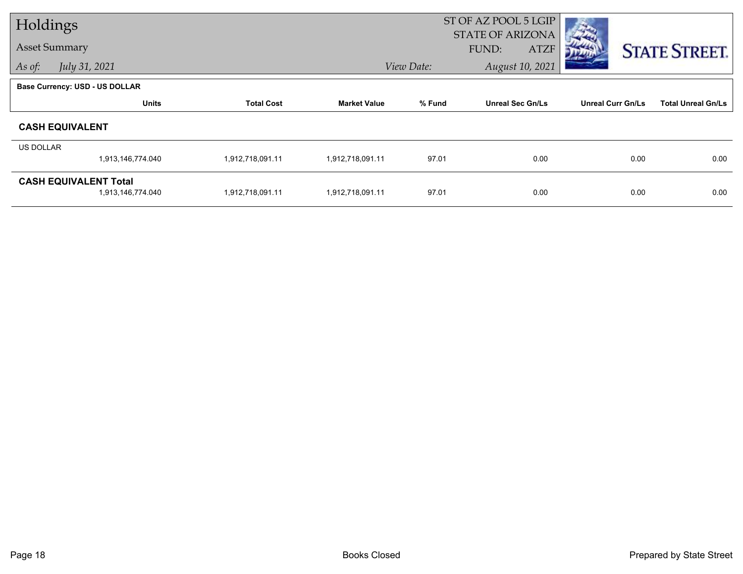# Holdings

## Asset Summary

*As of:* *July 31, 2021*

ST OF AZ POOL 5 LGIP
STATE OF ARIZONA
FUND: ATZF

*View Date:* *August 10, 2021*

STATE STREET.

**Base Currency: USD - US DOLLAR**

| | Units | Total Cost | Market Value | % Fund | Unreal Sec Gn/Ls | Unreal Curr Gn/Ls | Total Unreal Gn/Ls |
|---|---|---|---|---|---|---|---|
| **CASH EQUIVALENT** | | | | | | | |
| US DOLLAR | 1,913,146,774.040 | 1,912,718,091.11 | 1,912,718,091.11 | 97.01 | 0.00 | 0.00 | 0.00 |
| **CASH EQUIVALENT Total** | 1,913,146,774.040 | 1,912,718,091.11 | 1,912,718,091.11 | 97.01 | 0.00 | 0.00 | 0.00 |

Books Closed

Prepared by State Street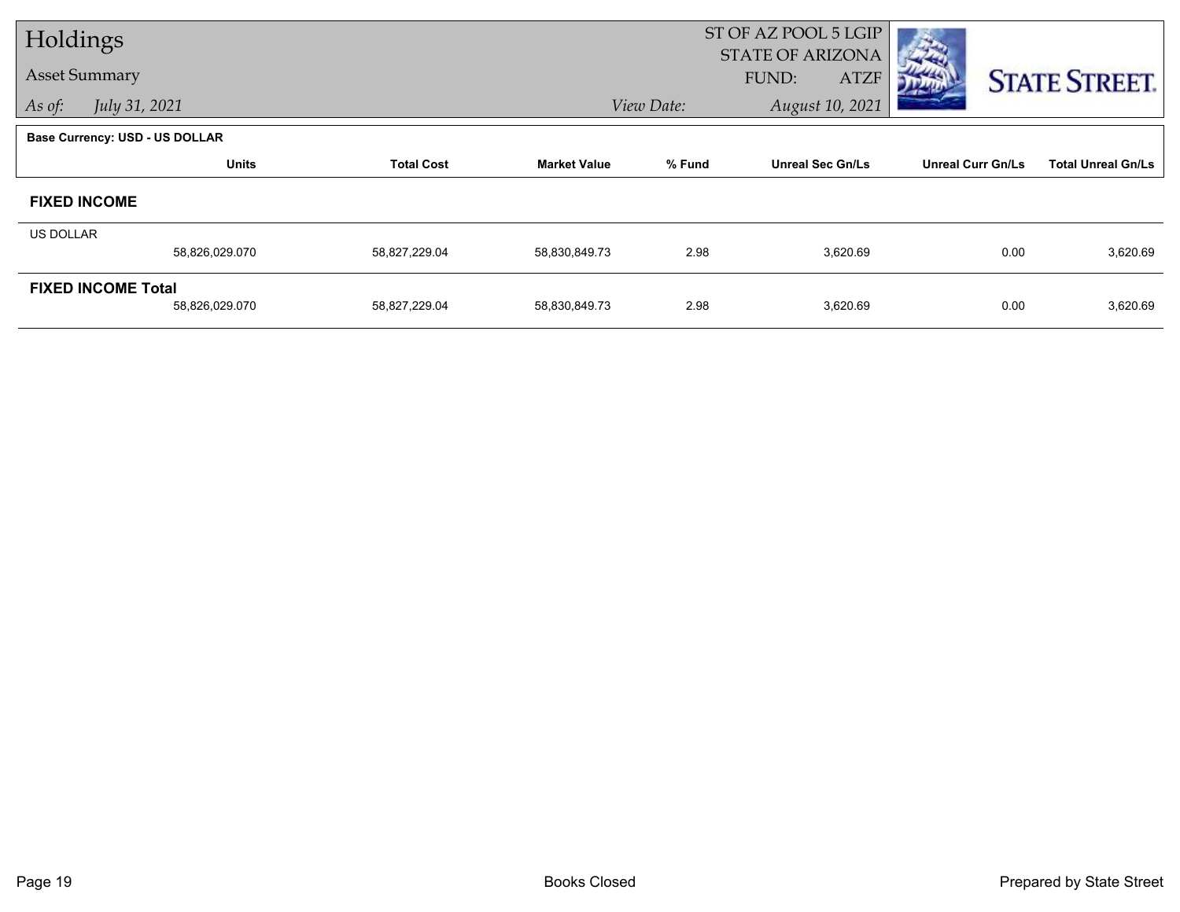# Holdings

## Asset Summary

*As of:* *July 31, 2021*

ST OF AZ POOL 5 LGIP
STATE OF ARIZONA
FUND: ATZF

*View Date:* *August 10, 2021*

STATE STREET.

**Base Currency: USD - US DOLLAR**

| | Units | Total Cost | Market Value | % Fund | Unreal Sec Gn/Ls | Unreal Curr Gn/Ls | Total Unreal Gn/Ls |
|---|---|---|---|---|---|---|---|
| **FIXED INCOME** | | | | | | | |
| US DOLLAR | 58,826,029.070 | 58,827,229.04 | 58,830,849.73 | 2.98 | 3,620.69 | 0.00 | 3,620.69 |
| **FIXED INCOME Total** | 58,826,029.070 | 58,827,229.04 | 58,830,849.73 | 2.98 | 3,620.69 | 0.00 | 3,620.69 |

Books Closed

Prepared by State Street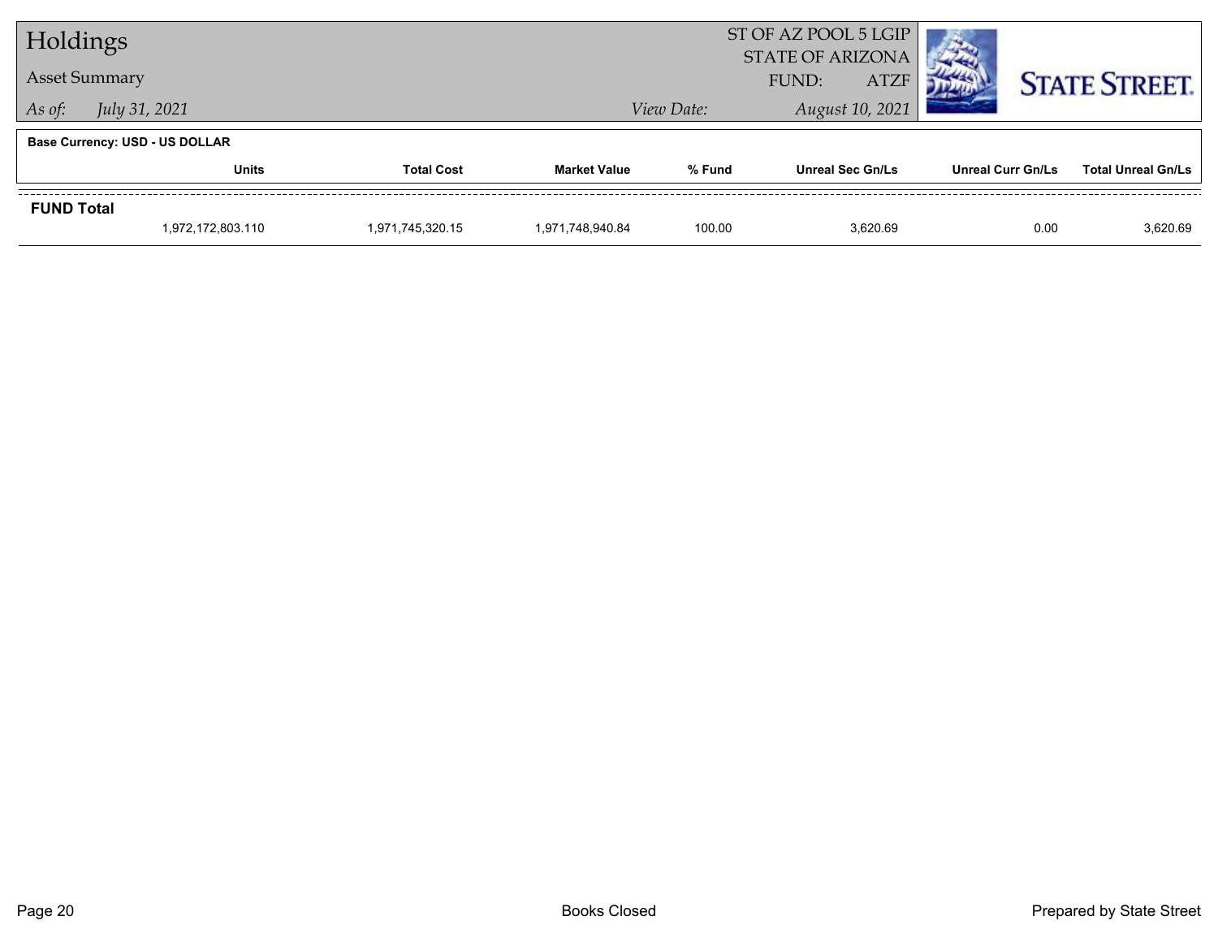# Holdings

Asset Summary

*As of:* *July 31, 2021*

ST OF AZ POOL 5 LGIP
STATE OF ARIZONA
FUND: ATZF

*View Date:* *August 10, 2021*

STATE STREET.

**Base Currency: USD - US DOLLAR**

| | Units | Total Cost | Market Value | % Fund | Unreal Sec Gn/Ls | Unreal Curr Gn/Ls | Total Unreal Gn/Ls |
|---|---|---|---|---|---|---|---|
| **FUND Total** | | | | | | | |
| | 1,972,172,803.110 | 1,971,745,320.15 | 1,971,748,940.84 | 100.00 | 3,620.69 | 0.00 | 3,620.69 |

Books Closed

Prepared by State Street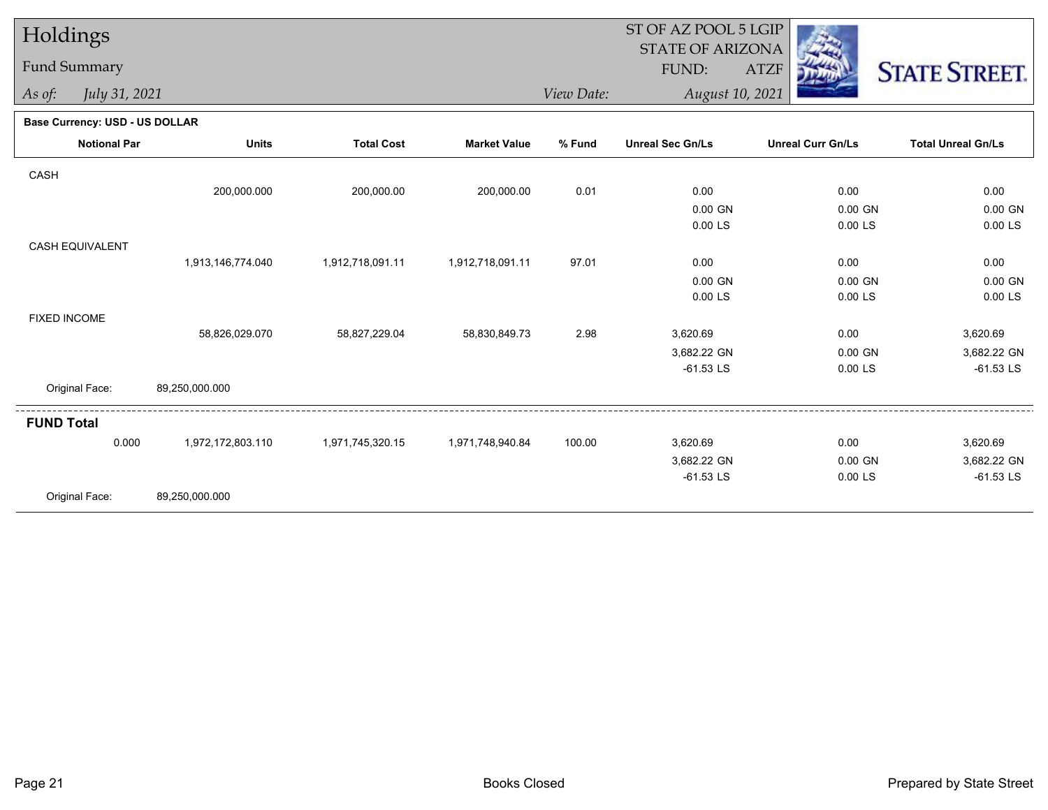# Holdings

## Fund Summary

*As of:* *July 31, 2021*

ST OF AZ POOL 5 LGIP
STATE OF ARIZONA
FUND: ATZF

*View Date:* *August 10, 2021*

STATE STREET.

**Base Currency: USD - US DOLLAR**

| Notional Par | Units | Total Cost | Market Value | % Fund | Unreal Sec Gn/Ls | Unreal Curr Gn/Ls | Total Unreal Gn/Ls |
|---|---|---|---|---|---|---|---|
| CASH | | | | | | | |
| | 200,000.000 | 200,000.00 | 200,000.00 | 0.01 | 0.00 | 0.00 | 0.00 |
| | | | | | 0.00 GN | 0.00 GN | 0.00 GN |
| | | | | | 0.00 LS | 0.00 LS | 0.00 LS |
| CASH EQUIVALENT | | | | | | | |
| | 1,913,146,774.040 | 1,912,718,091.11 | 1,912,718,091.11 | 97.01 | 0.00 | 0.00 | 0.00 |
| | | | | | 0.00 GN | 0.00 GN | 0.00 GN |
| | | | | | 0.00 LS | 0.00 LS | 0.00 LS |
| FIXED INCOME | | | | | | | |
| | 58,826,029.070 | 58,827,229.04 | 58,830,849.73 | 2.98 | 3,620.69 | 0.00 | 3,620.69 |
| | | | | | 3,682.22 GN | 0.00 GN | 3,682.22 GN |
| | | | | | -61.53 LS | 0.00 LS | -61.53 LS |
| Original Face: | 89,250,000.000 | | | | | | |
| **FUND Total** | | | | | | | |
| 0.000 | 1,972,172,803.110 | 1,971,745,320.15 | 1,971,748,940.84 | 100.00 | 3,620.69 | 0.00 | 3,620.69 |
| | | | | | 3,682.22 GN | 0.00 GN | 3,682.22 GN |
| | | | | | -61.53 LS | 0.00 LS | -61.53 LS |
| Original Face: | 89,250,000.000 | | | | | | |

Books Closed

Prepared by State Street